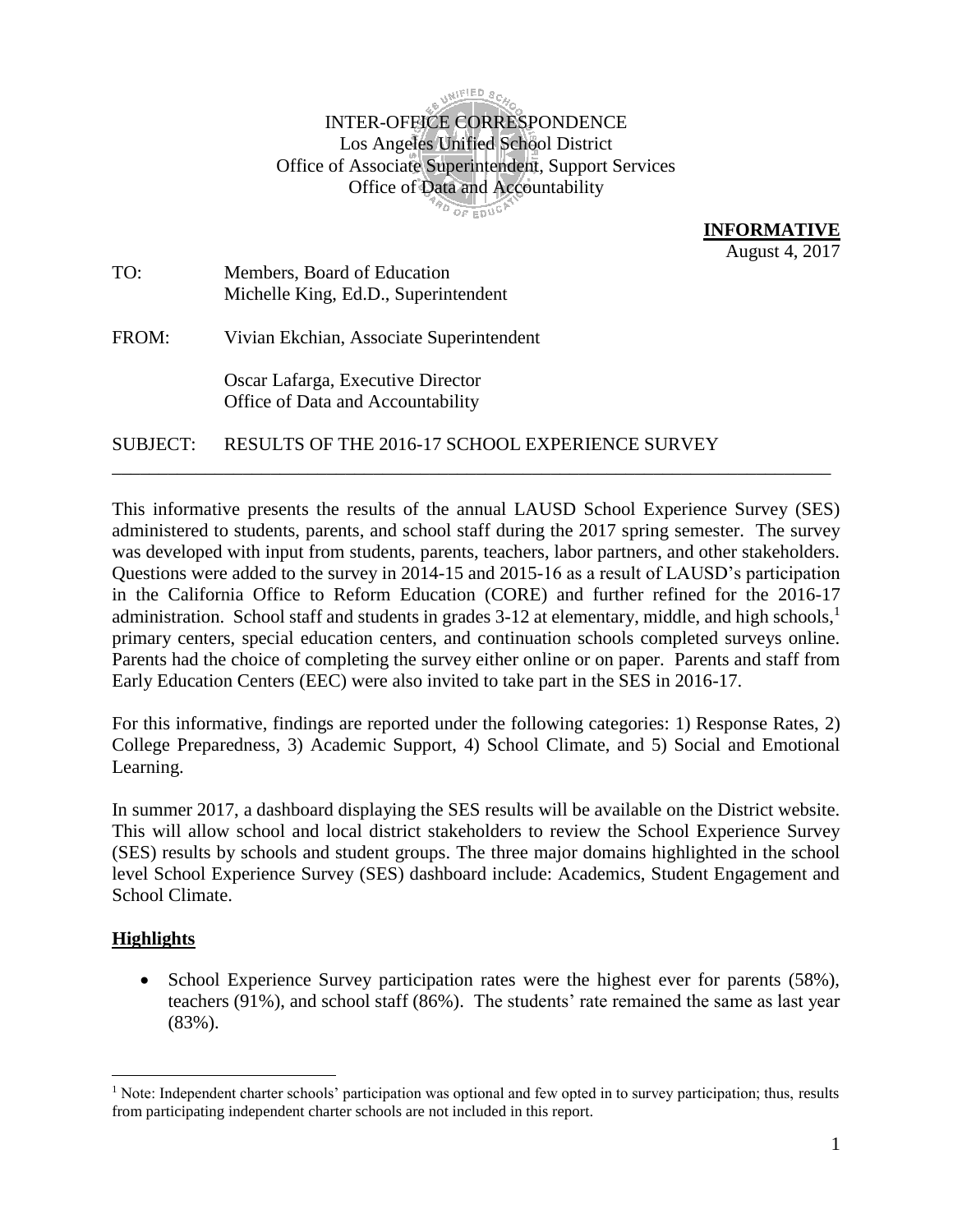INTER-OFFICE CORRESPONDENCE
Los Angeles Unified School District
Office of Associate Superintendent, Support Services
Office of Data and Accountability

**INFORMATIVE**
August 4, 2017

TO: Members, Board of Education
Michelle King, Ed.D., Superintendent

FROM: Vivian Ekchian, Associate Superintendent

Oscar Lafarga, Executive Director
Office of Data and Accountability

SUBJECT: RESULTS OF THE 2016-17 SCHOOL EXPERIENCE SURVEY

---

This informative presents the results of the annual LAUSD School Experience Survey (SES) administered to students, parents, and school staff during the 2017 spring semester. The survey was developed with input from students, parents, teachers, labor partners, and other stakeholders. Questions were added to the survey in 2014-15 and 2015-16 as a result of LAUSD's participation in the California Office to Reform Education (CORE) and further refined for the 2016-17 administration. School staff and students in grades 3-12 at elementary, middle, and high schools,[1] primary centers, special education centers, and continuation schools completed surveys online. Parents had the choice of completing the survey either online or on paper. Parents and staff from Early Education Centers (EEC) were also invited to take part in the SES in 2016-17.

For this informative, findings are reported under the following categories: 1) Response Rates, 2) College Preparedness, 3) Academic Support, 4) School Climate, and 5) Social and Emotional Learning.

In summer 2017, a dashboard displaying the SES results will be available on the District website. This will allow school and local district stakeholders to review the School Experience Survey (SES) results by schools and student groups. The three major domains highlighted in the school level School Experience Survey (SES) dashboard include: Academics, Student Engagement and School Climate.

## Highlights

- School Experience Survey participation rates were the highest ever for parents (58%), teachers (91%), and school staff (86%). The students' rate remained the same as last year (83%).

[1] Note: Independent charter schools' participation was optional and few opted in to survey participation; thus, results from participating independent charter schools are not included in this report.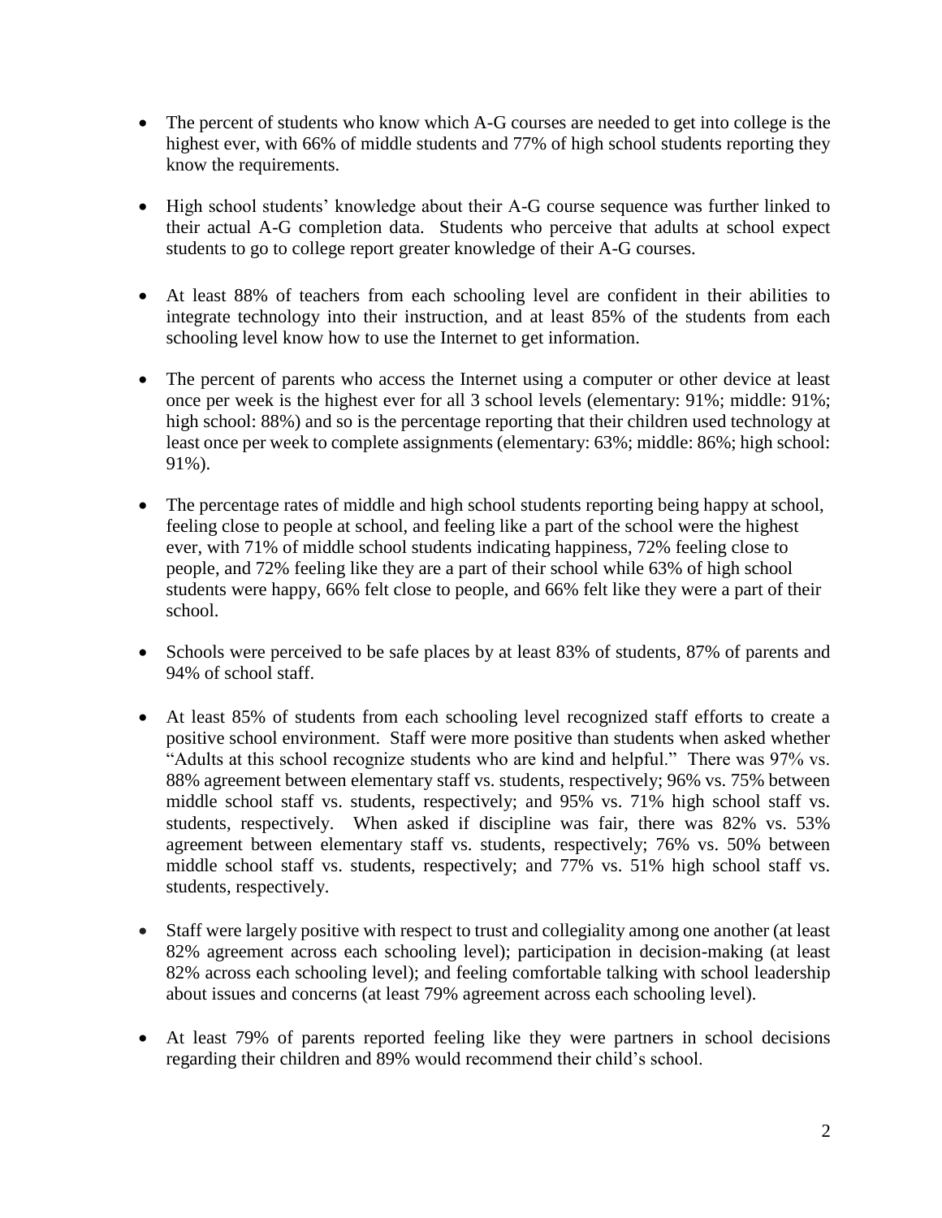- The percent of students who know which A-G courses are needed to get into college is the highest ever, with 66% of middle students and 77% of high school students reporting they know the requirements.

- High school students' knowledge about their A-G course sequence was further linked to their actual A-G completion data. Students who perceive that adults at school expect students to go to college report greater knowledge of their A-G courses.

- At least 88% of teachers from each schooling level are confident in their abilities to integrate technology into their instruction, and at least 85% of the students from each schooling level know how to use the Internet to get information.

- The percent of parents who access the Internet using a computer or other device at least once per week is the highest ever for all 3 school levels (elementary: 91%; middle: 91%; high school: 88%) and so is the percentage reporting that their children used technology at least once per week to complete assignments (elementary: 63%; middle: 86%; high school: 91%).

- The percentage rates of middle and high school students reporting being happy at school, feeling close to people at school, and feeling like a part of the school were the highest ever, with 71% of middle school students indicating happiness, 72% feeling close to people, and 72% feeling like they are a part of their school while 63% of high school students were happy, 66% felt close to people, and 66% felt like they were a part of their school.

- Schools were perceived to be safe places by at least 83% of students, 87% of parents and 94% of school staff.

- At least 85% of students from each schooling level recognized staff efforts to create a positive school environment. Staff were more positive than students when asked whether "Adults at this school recognize students who are kind and helpful." There was 97% vs. 88% agreement between elementary staff vs. students, respectively; 96% vs. 75% between middle school staff vs. students, respectively; and 95% vs. 71% high school staff vs. students, respectively. When asked if discipline was fair, there was 82% vs. 53% agreement between elementary staff vs. students, respectively; 76% vs. 50% between middle school staff vs. students, respectively; and 77% vs. 51% high school staff vs. students, respectively.

- Staff were largely positive with respect to trust and collegiality among one another (at least 82% agreement across each schooling level); participation in decision-making (at least 82% across each schooling level); and feeling comfortable talking with school leadership about issues and concerns (at least 79% agreement across each schooling level).

- At least 79% of parents reported feeling like they were partners in school decisions regarding their children and 89% would recommend their child's school.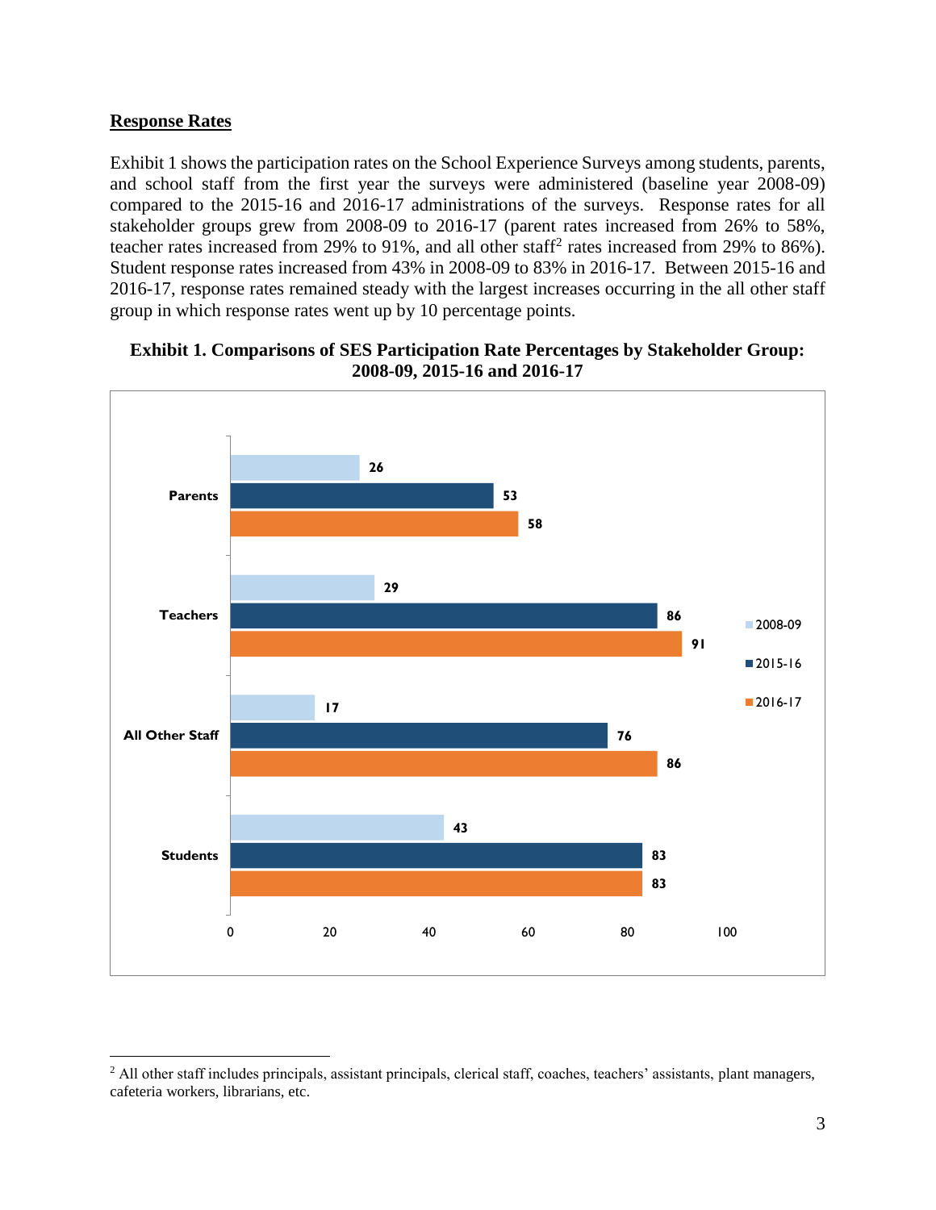**Response Rates**

Exhibit 1 shows the participation rates on the School Experience Surveys among students, parents, and school staff from the first year the surveys were administered (baseline year 2008-09) compared to the 2015-16 and 2016-17 administrations of the surveys. Response rates for all stakeholder groups grew from 2008-09 to 2016-17 (parent rates increased from 26% to 58%, teacher rates increased from 29% to 91%, and all other staff[2] rates increased from 29% to 86%). Student response rates increased from 43% in 2008-09 to 83% in 2016-17. Between 2015-16 and 2016-17, response rates remained steady with the largest increases occurring in the all other staff group in which response rates went up by 10 percentage points.

**Exhibit 1. Comparisons of SES Participation Rate Percentages by Stakeholder Group: 2008-09, 2015-16 and 2016-17**

| Stakeholder Group | 2008-09 | 2015-16 | 2016-17 |
|---|---|---|---|
| Parents | 26 | 53 | 58 |
| Teachers | 29 | 86 | 91 |
| All Other Staff | 17 | 76 | 86 |
| Students | 43 | 83 | 83 |

[2] All other staff includes principals, assistant principals, clerical staff, coaches, teachers' assistants, plant managers, cafeteria workers, librarians, etc.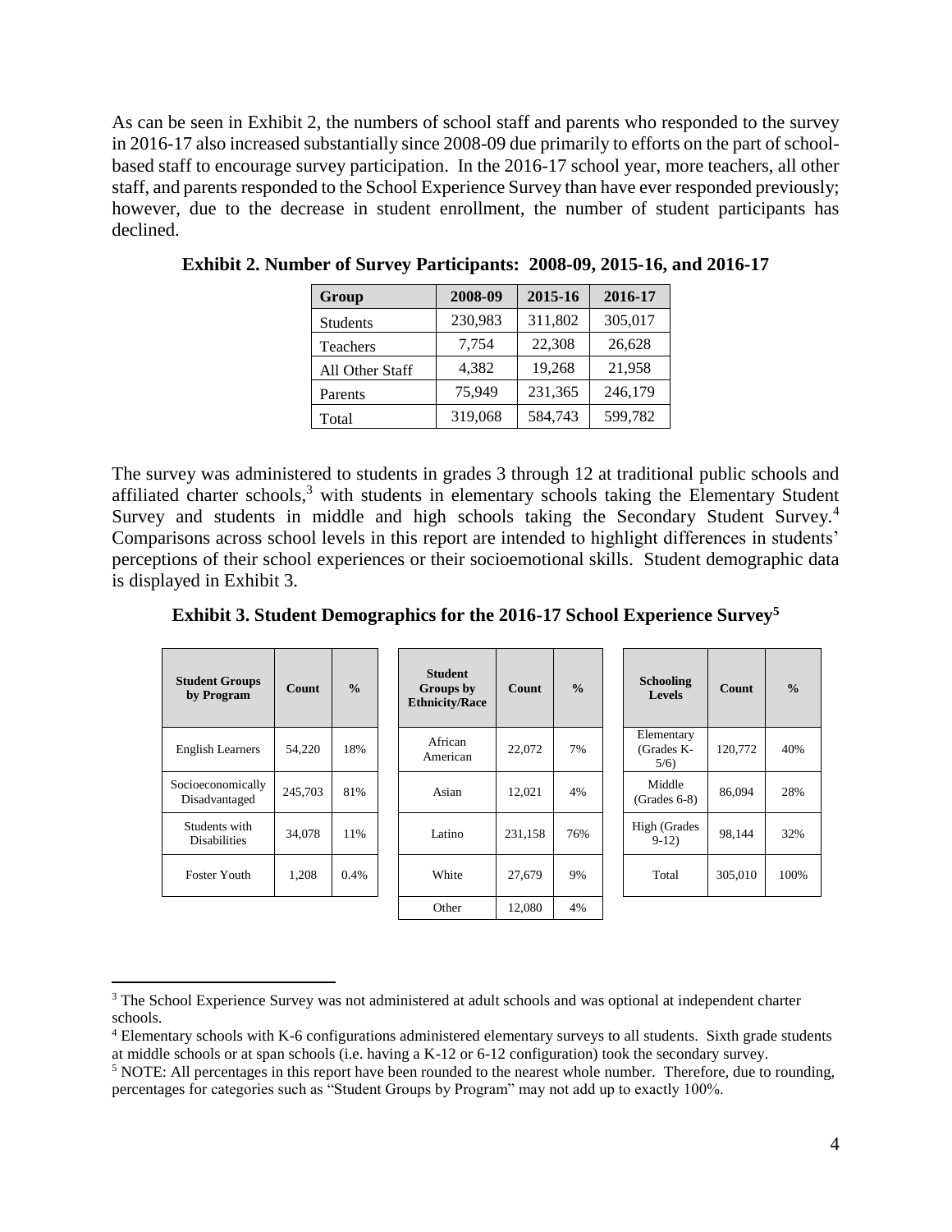As can be seen in Exhibit 2, the numbers of school staff and parents who responded to the survey in 2016-17 also increased substantially since 2008-09 due primarily to efforts on the part of school-based staff to encourage survey participation. In the 2016-17 school year, more teachers, all other staff, and parents responded to the School Experience Survey than have ever responded previously; however, due to the decrease in student enrollment, the number of student participants has declined.

**Exhibit 2. Number of Survey Participants: 2008-09, 2015-16, and 2016-17**

| Group | 2008-09 | 2015-16 | 2016-17 |
|---|---|---|---|
| Students | 230,983 | 311,802 | 305,017 |
| Teachers | 7,754 | 22,308 | 26,628 |
| All Other Staff | 4,382 | 19,268 | 21,958 |
| Parents | 75,949 | 231,365 | 246,179 |
| Total | 319,068 | 584,743 | 599,782 |

The survey was administered to students in grades 3 through 12 at traditional public schools and affiliated charter schools,[3] with students in elementary schools taking the Elementary Student Survey and students in middle and high schools taking the Secondary Student Survey.[4] Comparisons across school levels in this report are intended to highlight differences in students' perceptions of their school experiences or their socioemotional skills. Student demographic data is displayed in Exhibit 3.

**Exhibit 3. Student Demographics for the 2016-17 School Experience Survey[5]**

| Student Groups by Program | Count | % |
|---|---|---|
| English Learners | 54,220 | 18% |
| Socioeconomically Disadvantaged | 245,703 | 81% |
| Students with Disabilities | 34,078 | 11% |
| Foster Youth | 1,208 | 0.4% |

| Student Groups by Ethnicity/Race | Count | % |
|---|---|---|
| African American | 22,072 | 7% |
| Asian | 12,021 | 4% |
| Latino | 231,158 | 76% |
| White | 27,679 | 9% |
| Other | 12,080 | 4% |

| Schooling Levels | Count | % |
|---|---|---|
| Elementary (Grades K-5/6) | 120,772 | 40% |
| Middle (Grades 6-8) | 86,094 | 28% |
| High (Grades 9-12) | 98,144 | 32% |
| Total | 305,010 | 100% |

---

[3] The School Experience Survey was not administered at adult schools and was optional at independent charter schools.

[4] Elementary schools with K-6 configurations administered elementary surveys to all students. Sixth grade students at middle schools or at span schools (i.e. having a K-12 or 6-12 configuration) took the secondary survey.

[5] NOTE: All percentages in this report have been rounded to the nearest whole number. Therefore, due to rounding, percentages for categories such as "Student Groups by Program" may not add up to exactly 100%.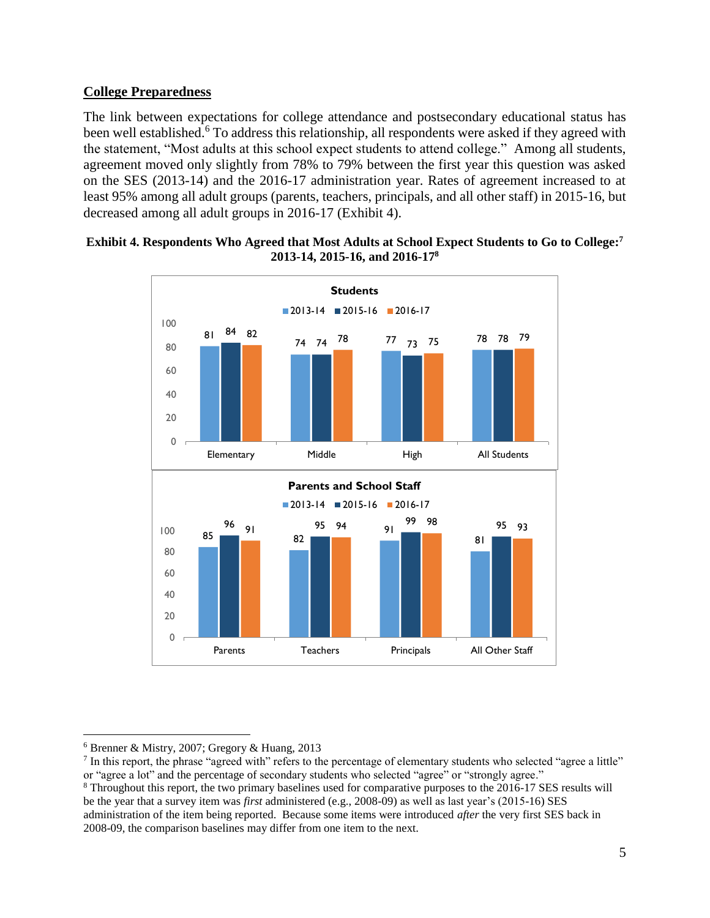## College Preparedness

The link between expectations for college attendance and postsecondary educational status has been well established.[6] To address this relationship, all respondents were asked if they agreed with the statement, "Most adults at this school expect students to attend college." Among all students, agreement moved only slightly from 78% to 79% between the first year this question was asked on the SES (2013-14) and the 2016-17 administration year. Rates of agreement increased to at least 95% among all adult groups (parents, teachers, principals, and all other staff) in 2015-16, but decreased among all adult groups in 2016-17 (Exhibit 4).

**Exhibit 4. Respondents Who Agreed that Most Adults at School Expect Students to Go to College:[7] 2013-14, 2015-16, and 2016-17[8]**

**Students**

| | 2013-14 | 2015-16 | 2016-17 |
|---|---|---|---|
| Elementary | 81 | 84 | 82 |
| Middle | 74 | 74 | 78 |
| High | 77 | 73 | 75 |
| All Students | 78 | 78 | 79 |

**Parents and School Staff**

| | 2013-14 | 2015-16 | 2016-17 |
|---|---|---|---|
| Parents | 85 | 96 | 91 |
| Teachers | 82 | 95 | 94 |
| Principals | 91 | 99 | 98 |
| All Other Staff | 81 | 95 | 93 |

---

[6] Brenner & Mistry, 2007; Gregory & Huang, 2013

[7] In this report, the phrase "agreed with" refers to the percentage of elementary students who selected "agree a little" or "agree a lot" and the percentage of secondary students who selected "agree" or "strongly agree."

[8] Throughout this report, the two primary baselines used for comparative purposes to the 2016-17 SES results will be the year that a survey item was *first* administered (e.g., 2008-09) as well as last year's (2015-16) SES administration of the item being reported. Because some items were introduced *after* the very first SES back in 2008-09, the comparison baselines may differ from one item to the next.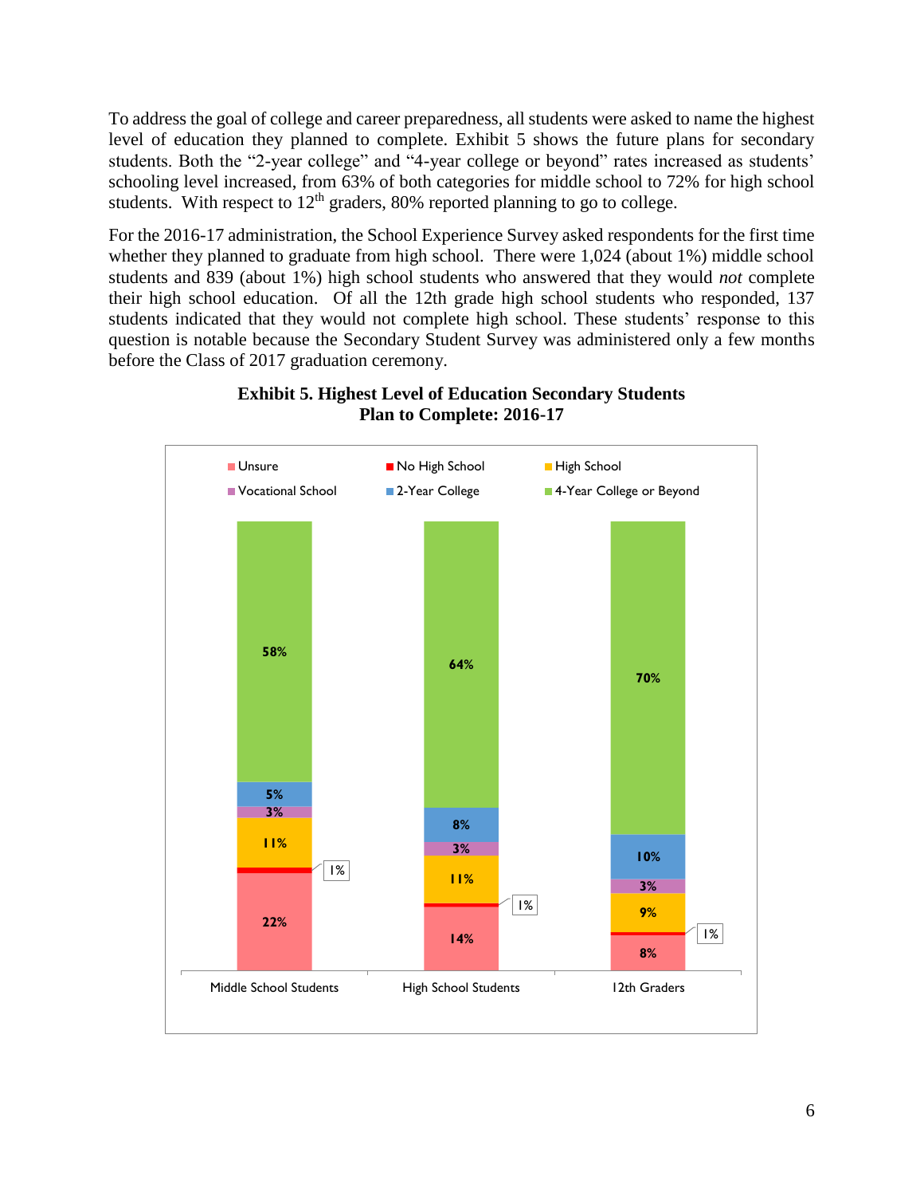To address the goal of college and career preparedness, all students were asked to name the highest level of education they planned to complete. Exhibit 5 shows the future plans for secondary students. Both the "2-year college" and "4-year college or beyond" rates increased as students' schooling level increased, from 63% of both categories for middle school to 72% for high school students. With respect to 12th graders, 80% reported planning to go to college.

For the 2016-17 administration, the School Experience Survey asked respondents for the first time whether they planned to graduate from high school. There were 1,024 (about 1%) middle school students and 839 (about 1%) high school students who answered that they would *not* complete their high school education. Of all the 12th grade high school students who responded, 137 students indicated that they would not complete high school. These students' response to this question is notable because the Secondary Student Survey was administered only a few months before the Class of 2017 graduation ceremony.

**Exhibit 5. Highest Level of Education Secondary Students Plan to Complete: 2016-17**

| | Middle School Students | High School Students | 12th Graders |
|---|---|---|---|
| Unsure | 22% | 14% | 8% |
| No High School | 1% | 1% | 1% |
| High School | 11% | 11% | 9% |
| Vocational School | 3% | 3% | 3% |
| 2-Year College | 5% | 8% | 10% |
| 4-Year College or Beyond | 58% | 64% | 70% |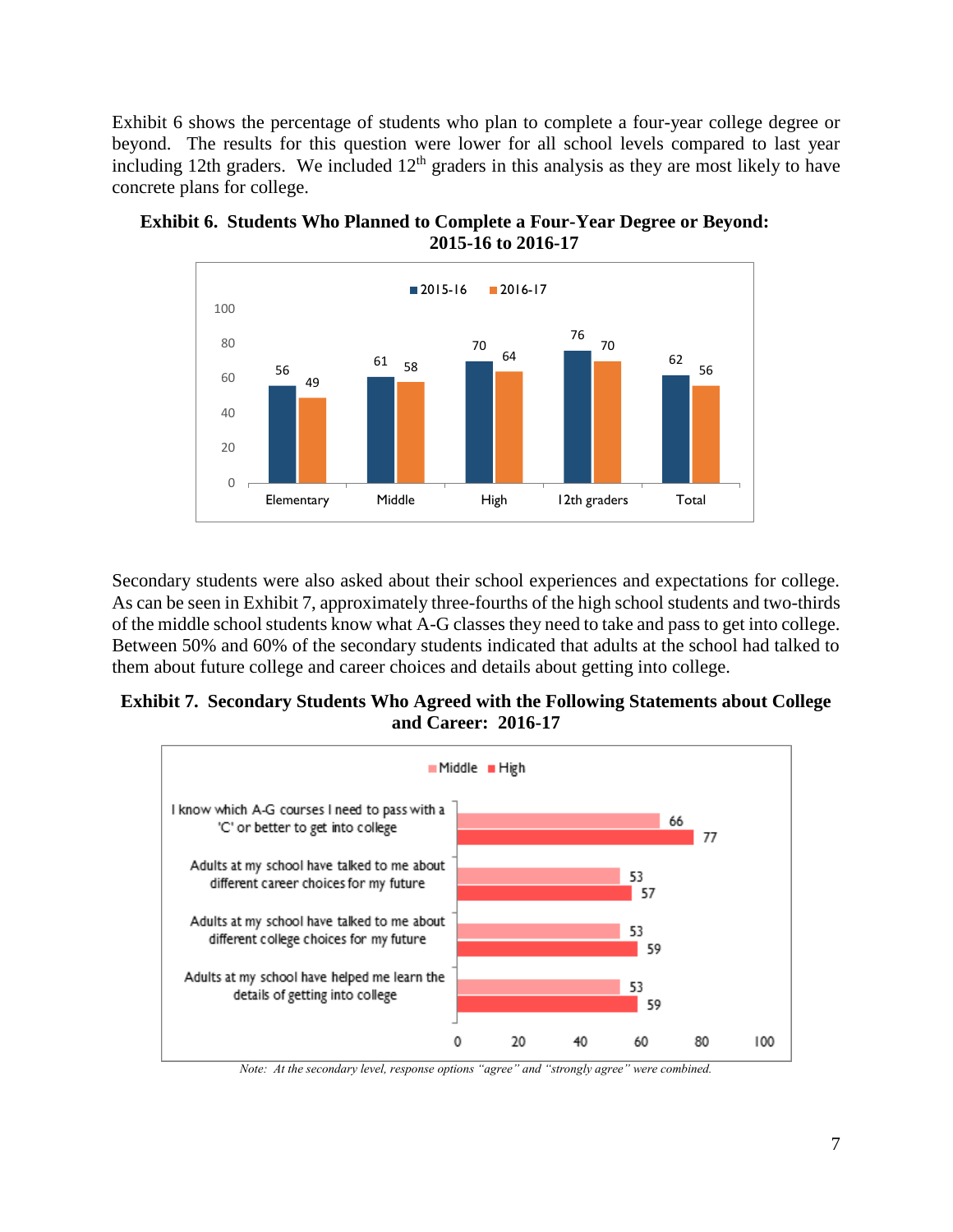Exhibit 6 shows the percentage of students who plan to complete a four-year college degree or beyond. The results for this question were lower for all school levels compared to last year including 12th graders. We included 12th graders in this analysis as they are most likely to have concrete plans for college.

**Exhibit 6. Students Who Planned to Complete a Four-Year Degree or Beyond: 2015-16 to 2016-17**

| | 2015-16 | 2016-17 |
|---|---|---|
| Elementary | 56 | 49 |
| Middle | 61 | 58 |
| High | 70 | 64 |
| 12th graders | 76 | 70 |
| Total | 62 | 56 |

Secondary students were also asked about their school experiences and expectations for college. As can be seen in Exhibit 7, approximately three-fourths of the high school students and two-thirds of the middle school students know what A-G classes they need to take and pass to get into college. Between 50% and 60% of the secondary students indicated that adults at the school had talked to them about future college and career choices and details about getting into college.

**Exhibit 7. Secondary Students Who Agreed with the Following Statements about College and Career: 2016-17**

| | Middle | High |
|---|---|---|
| I know which A-G courses I need to pass with a 'C' or better to get into college | 66 | 77 |
| Adults at my school have talked to me about different career choices for my future | 53 | 57 |
| Adults at my school have talked to me about different college choices for my future | 53 | 59 |
| Adults at my school have helped me learn the details of getting into college | 53 | 59 |

*Note: At the secondary level, response options "agree" and "strongly agree" were combined.*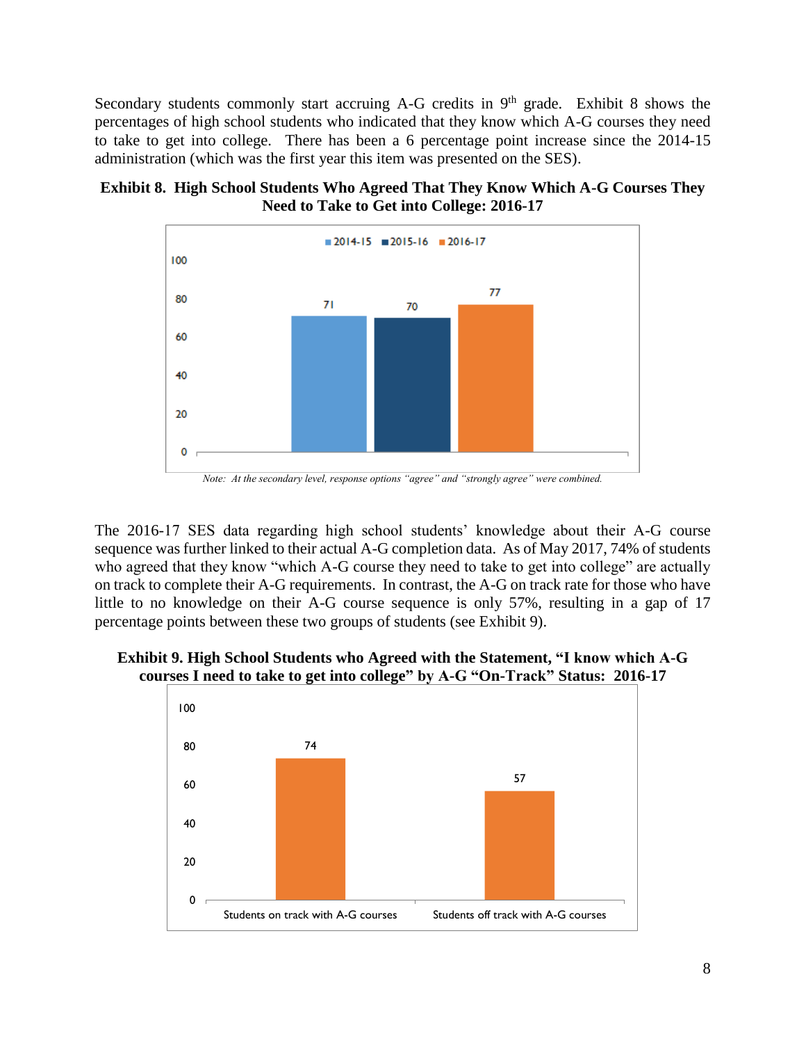Secondary students commonly start accruing A-G credits in 9th grade. Exhibit 8 shows the percentages of high school students who indicated that they know which A-G courses they need to take to get into college. There has been a 6 percentage point increase since the 2014-15 administration (which was the first year this item was presented on the SES).

**Exhibit 8. High School Students Who Agreed That They Know Which A-G Courses They Need to Take to Get into College: 2016-17**

| Year | Percent |
| --- | --- |
| 2014-15 | 71 |
| 2015-16 | 70 |
| 2016-17 | 77 |

*Note: At the secondary level, response options "agree" and "strongly agree" were combined.*

The 2016-17 SES data regarding high school students' knowledge about their A-G course sequence was further linked to their actual A-G completion data. As of May 2017, 74% of students who agreed that they know "which A-G course they need to take to get into college" are actually on track to complete their A-G requirements. In contrast, the A-G on track rate for those who have little to no knowledge on their A-G course sequence is only 57%, resulting in a gap of 17 percentage points between these two groups of students (see Exhibit 9).

**Exhibit 9. High School Students who Agreed with the Statement, "I know which A-G courses I need to take to get into college" by A-G "On-Track" Status: 2016-17**

| Group | Percent |
| --- | --- |
| Students on track with A-G courses | 74 |
| Students off track with A-G courses | 57 |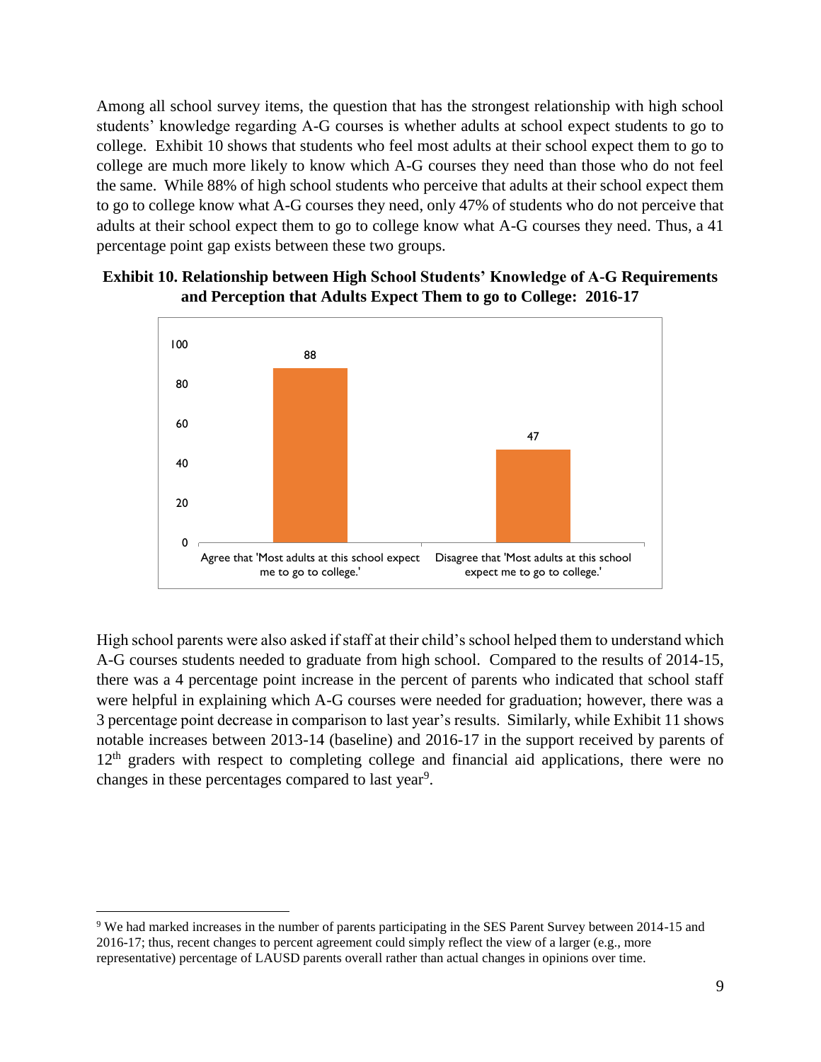Among all school survey items, the question that has the strongest relationship with high school students' knowledge regarding A-G courses is whether adults at school expect students to go to college. Exhibit 10 shows that students who feel most adults at their school expect them to go to college are much more likely to know which A-G courses they need than those who do not feel the same. While 88% of high school students who perceive that adults at their school expect them to go to college know what A-G courses they need, only 47% of students who do not perceive that adults at their school expect them to go to college know what A-G courses they need. Thus, a 41 percentage point gap exists between these two groups.

**Exhibit 10. Relationship between High School Students' Knowledge of A-G Requirements and Perception that Adults Expect Them to go to College: 2016-17**

| | Percent |
|---|---|
| Agree that 'Most adults at this school expect me to go to college.' | 88 |
| Disagree that 'Most adults at this school expect me to go to college.' | 47 |

High school parents were also asked if staff at their child's school helped them to understand which A-G courses students needed to graduate from high school. Compared to the results of 2014-15, there was a 4 percentage point increase in the percent of parents who indicated that school staff were helpful in explaining which A-G courses were needed for graduation; however, there was a 3 percentage point decrease in comparison to last year's results. Similarly, while Exhibit 11 shows notable increases between 2013-14 (baseline) and 2016-17 in the support received by parents of 12th graders with respect to completing college and financial aid applications, there were no changes in these percentages compared to last year[9].

[9] We had marked increases in the number of parents participating in the SES Parent Survey between 2014-15 and 2016-17; thus, recent changes to percent agreement could simply reflect the view of a larger (e.g., more representative) percentage of LAUSD parents overall rather than actual changes in opinions over time.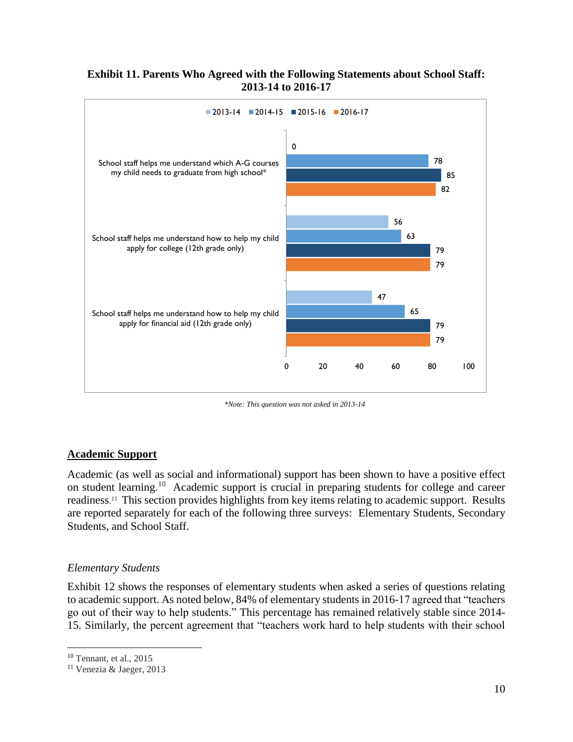**Exhibit 11. Parents Who Agreed with the Following Statements about School Staff: 2013-14 to 2016-17**

| Statement | 2013-14 | 2014-15 | 2015-16 | 2016-17 |
|---|---|---|---|---|
| School staff helps me understand which A-G courses my child needs to graduate from high school* | 0 | 78 | 85 | 82 |
| School staff helps me understand how to help my child apply for college (12th grade only) | 56 | 63 | 79 | 79 |
| School staff helps me understand how to help my child apply for financial aid (12th grade only) | 47 | 65 | 79 | 79 |

*\*Note: This question was not asked in 2013-14*

## Academic Support

Academic (as well as social and informational) support has been shown to have a positive effect on student learning.[10] Academic support is crucial in preparing students for college and career readiness.[11] This section provides highlights from key items relating to academic support. Results are reported separately for each of the following three surveys: Elementary Students, Secondary Students, and School Staff.

### *Elementary Students*

Exhibit 12 shows the responses of elementary students when asked a series of questions relating to academic support. As noted below, 84% of elementary students in 2016-17 agreed that "teachers go out of their way to help students." This percentage has remained relatively stable since 2014-15. Similarly, the percent agreement that "teachers work hard to help students with their school

[10] Tennant, et al., 2015

[11] Venezia & Jaeger, 2013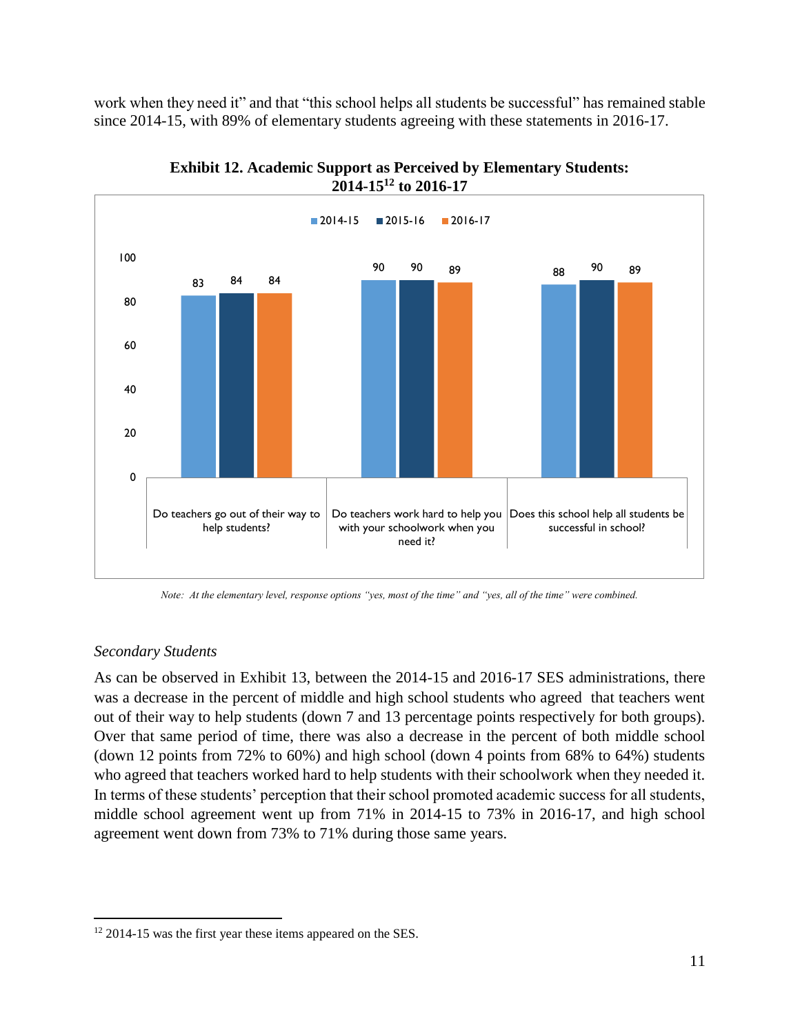work when they need it" and that "this school helps all students be successful" has remained stable since 2014-15, with 89% of elementary students agreeing with these statements in 2016-17.

**Exhibit 12. Academic Support as Perceived by Elementary Students: 2014-15[12] to 2016-17**

| | 2014-15 | 2015-16 | 2016-17 |
|---|---|---|---|
| Do teachers go out of their way to help students? | 83 | 84 | 84 |
| Do teachers work hard to help you with your schoolwork when you need it? | 90 | 90 | 89 |
| Does this school help all students be successful in school? | 88 | 90 | 89 |

*Note: At the elementary level, response options "yes, most of the time" and "yes, all of the time" were combined.*

*Secondary Students*

As can be observed in Exhibit 13, between the 2014-15 and 2016-17 SES administrations, there was a decrease in the percent of middle and high school students who agreed that teachers went out of their way to help students (down 7 and 13 percentage points respectively for both groups). Over that same period of time, there was also a decrease in the percent of both middle school (down 12 points from 72% to 60%) and high school (down 4 points from 68% to 64%) students who agreed that teachers worked hard to help students with their schoolwork when they needed it. In terms of these students' perception that their school promoted academic success for all students, middle school agreement went up from 71% in 2014-15 to 73% in 2016-17, and high school agreement went down from 73% to 71% during those same years.

[12] 2014-15 was the first year these items appeared on the SES.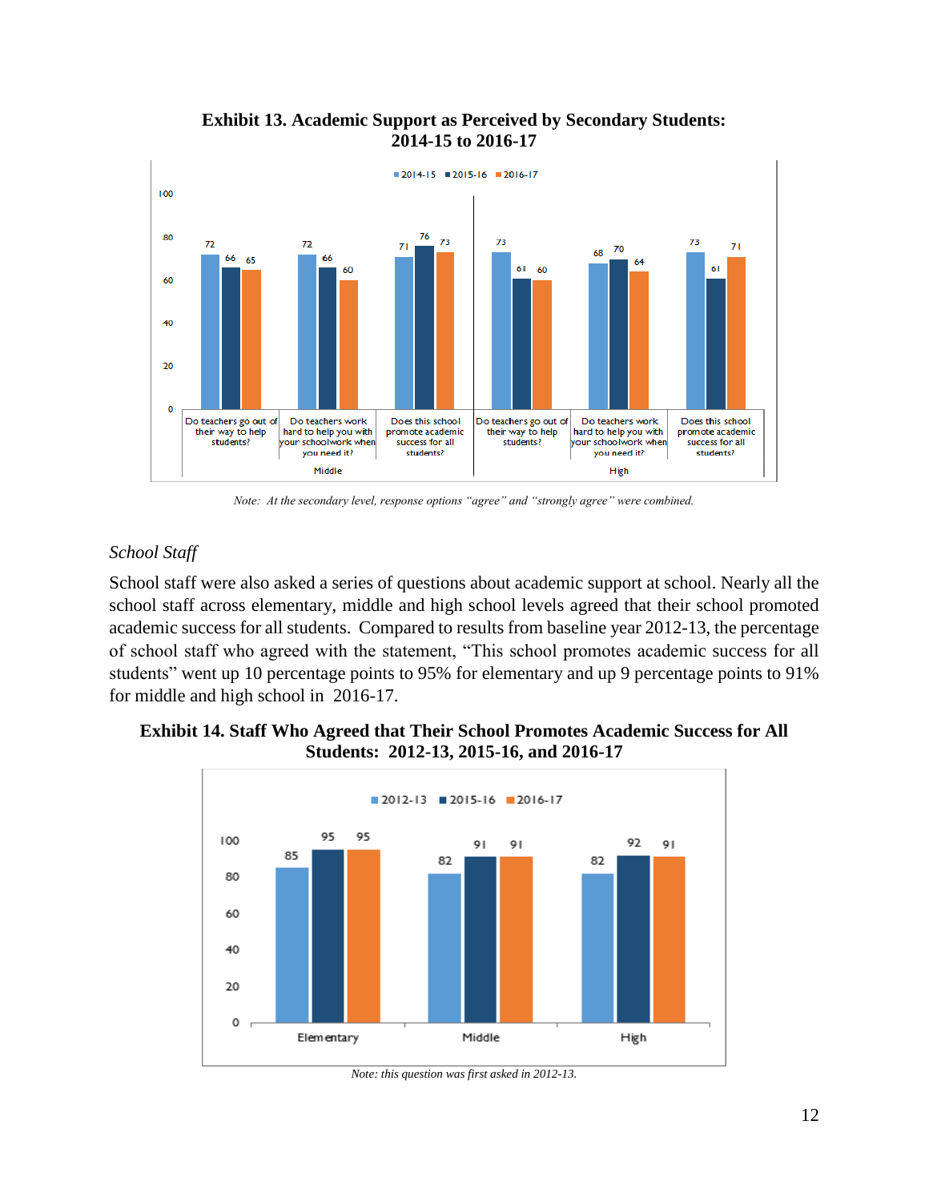**Exhibit 13. Academic Support as Perceived by Secondary Students: 2014-15 to 2016-17**

| Level | Question | 2014-15 | 2015-16 | 2016-17 |
|---|---|---|---|---|
| Middle | Do teachers go out of their way to help students? | 72 | 66 | 65 |
| Middle | Do teachers work hard to help you with your schoolwork when you need it? | 72 | 66 | 60 |
| Middle | Does this school promote academic success for all students? | 71 | 76 | 73 |
| High | Do teachers go out of their way to help students? | 73 | 61 | 60 |
| High | Do teachers work hard to help you with your schoolwork when you need it? | 68 | 70 | 64 |
| High | Does this school promote academic success for all students? | 73 | 61 | 71 |

*Note: At the secondary level, response options "agree" and "strongly agree" were combined.*

*School Staff*

School staff were also asked a series of questions about academic support at school. Nearly all the school staff across elementary, middle and high school levels agreed that their school promoted academic success for all students. Compared to results from baseline year 2012-13, the percentage of school staff who agreed with the statement, "This school promotes academic success for all students" went up 10 percentage points to 95% for elementary and up 9 percentage points to 91% for middle and high school in 2016-17.

**Exhibit 14. Staff Who Agreed that Their School Promotes Academic Success for All Students: 2012-13, 2015-16, and 2016-17**

| Level | 2012-13 | 2015-16 | 2016-17 |
|---|---|---|---|
| Elementary | 85 | 95 | 95 |
| Middle | 82 | 91 | 91 |
| High | 82 | 92 | 91 |

*Note: this question was first asked in 2012-13.*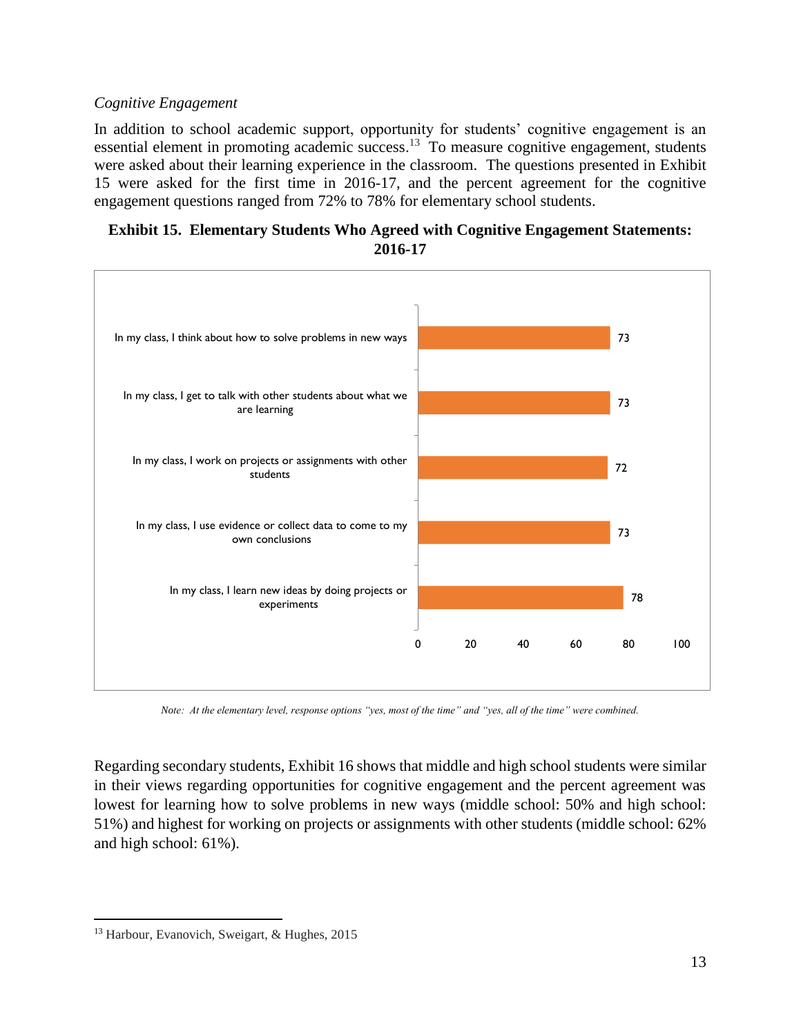*Cognitive Engagement*

In addition to school academic support, opportunity for students' cognitive engagement is an essential element in promoting academic success.[13] To measure cognitive engagement, students were asked about their learning experience in the classroom. The questions presented in Exhibit 15 were asked for the first time in 2016-17, and the percent agreement for the cognitive engagement questions ranged from 72% to 78% for elementary school students.

**Exhibit 15. Elementary Students Who Agreed with Cognitive Engagement Statements: 2016-17**

| Statement | Percent |
| --- | --- |
| In my class, I think about how to solve problems in new ways | 73 |
| In my class, I get to talk with other students about what we are learning | 73 |
| In my class, I work on projects or assignments with other students | 72 |
| In my class, I use evidence or collect data to come to my own conclusions | 73 |
| In my class, I learn new ideas by doing projects or experiments | 78 |

*Note: At the elementary level, response options "yes, most of the time" and "yes, all of the time" were combined.*

Regarding secondary students, Exhibit 16 shows that middle and high school students were similar in their views regarding opportunities for cognitive engagement and the percent agreement was lowest for learning how to solve problems in new ways (middle school: 50% and high school: 51%) and highest for working on projects or assignments with other students (middle school: 62% and high school: 61%).

---

[13] Harbour, Evanovich, Sweigart, & Hughes, 2015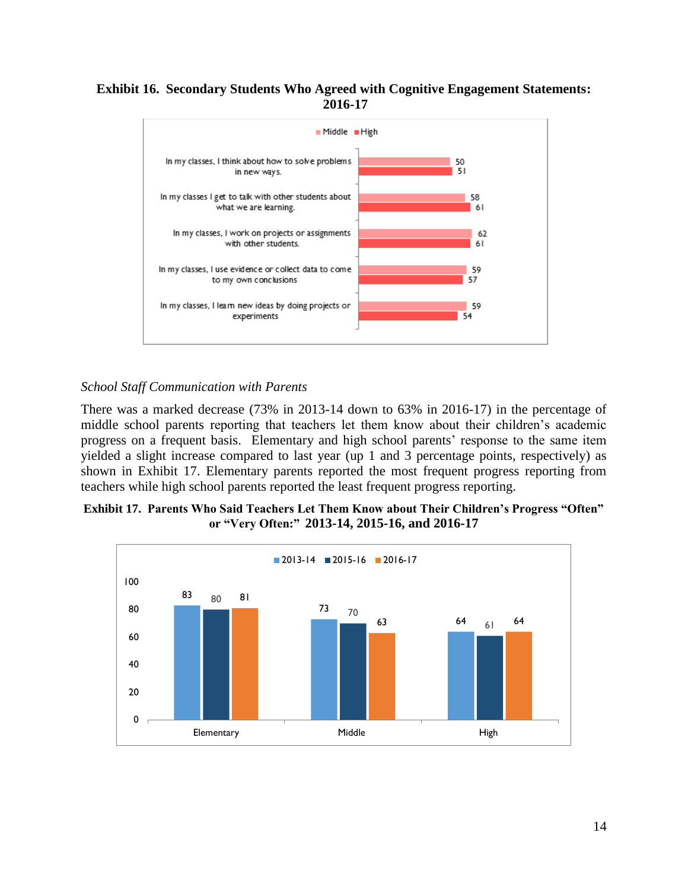**Exhibit 16. Secondary Students Who Agreed with Cognitive Engagement Statements: 2016-17**

| Statement | Middle | High |
|---|---|---|
| In my classes, I think about how to solve problems in new ways. | 50 | 51 |
| In my classes I get to talk with other students about what we are learning. | 58 | 61 |
| In my classes, I work on projects or assignments with other students. | 62 | 61 |
| In my classes, I use evidence or collect data to come to my own conclusions | 59 | 57 |
| In my classes, I learn new ideas by doing projects or experiments | 59 | 54 |

*School Staff Communication with Parents*

There was a marked decrease (73% in 2013-14 down to 63% in 2016-17) in the percentage of middle school parents reporting that teachers let them know about their children's academic progress on a frequent basis. Elementary and high school parents' response to the same item yielded a slight increase compared to last year (up 1 and 3 percentage points, respectively) as shown in Exhibit 17. Elementary parents reported the most frequent progress reporting from teachers while high school parents reported the least frequent progress reporting.

**Exhibit 17. Parents Who Said Teachers Let Them Know about Their Children's Progress "Often" or "Very Often:" 2013-14, 2015-16, and 2016-17**

| | 2013-14 | 2015-16 | 2016-17 |
|---|---|---|---|
| Elementary | 83 | 80 | 81 |
| Middle | 73 | 70 | 63 |
| High | 64 | 61 | 64 |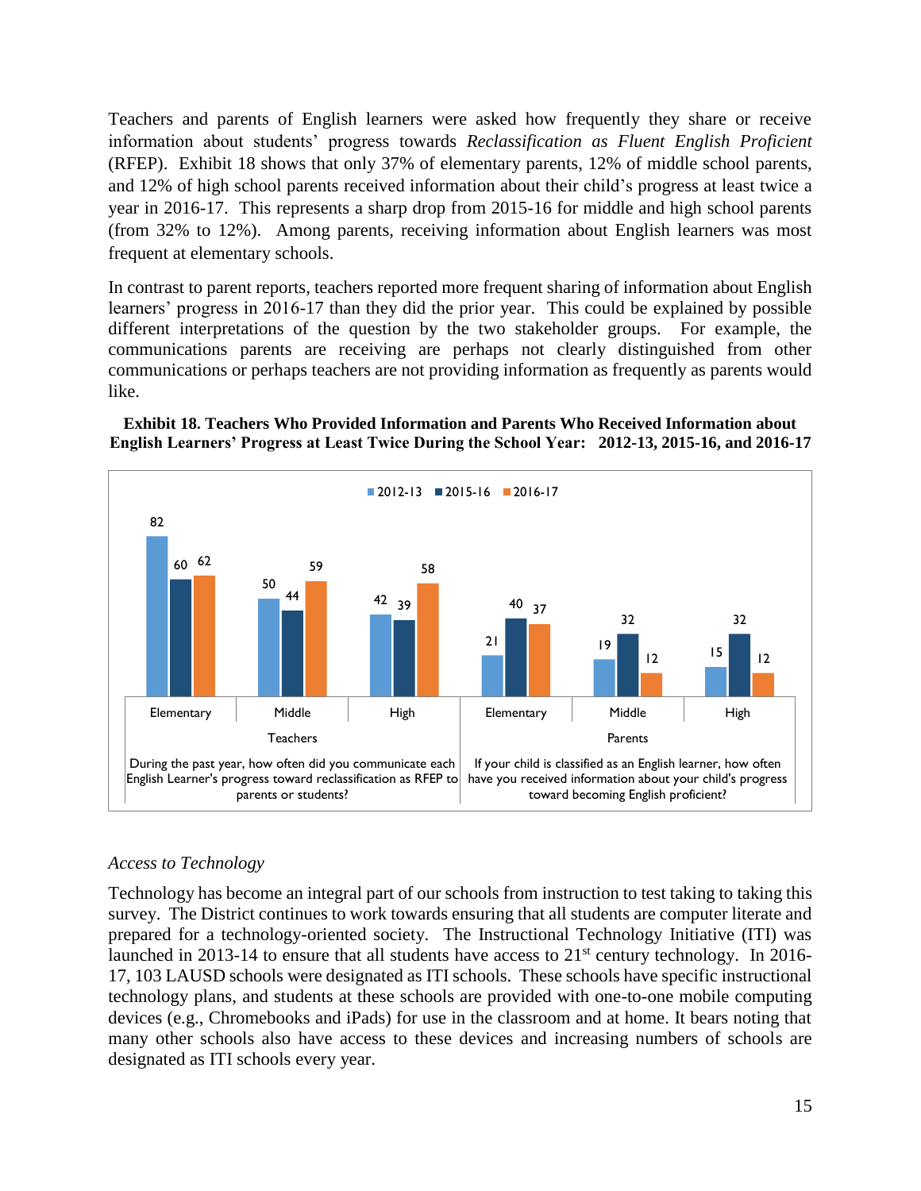Teachers and parents of English learners were asked how frequently they share or receive information about students' progress towards *Reclassification as Fluent English Proficient* (RFEP). Exhibit 18 shows that only 37% of elementary parents, 12% of middle school parents, and 12% of high school parents received information about their child's progress at least twice a year in 2016-17. This represents a sharp drop from 2015-16 for middle and high school parents (from 32% to 12%). Among parents, receiving information about English learners was most frequent at elementary schools.

In contrast to parent reports, teachers reported more frequent sharing of information about English learners' progress in 2016-17 than they did the prior year. This could be explained by possible different interpretations of the question by the two stakeholder groups. For example, the communications parents are receiving are perhaps not clearly distinguished from other communications or perhaps teachers are not providing information as frequently as parents would like.

**Exhibit 18. Teachers Who Provided Information and Parents Who Received Information about English Learners' Progress at Least Twice During the School Year: 2012-13, 2015-16, and 2016-17**

| Group | School Level | 2012-13 | 2015-16 | 2016-17 |
|---|---|---|---|---|
| Teachers | Elementary | 82 | 60 | 62 |
| Teachers | Middle | 50 | 44 | 59 |
| Teachers | High | 42 | 39 | 58 |
| Parents | Elementary | 21 | 40 | 37 |
| Parents | Middle | 19 | 32 | 12 |
| Parents | High | 15 | 32 | 12 |

Teachers: During the past year, how often did you communicate each English Learner's progress toward reclassification as RFEP to parents or students?

Parents: If your child is classified as an English learner, how often have you received information about your child's progress toward becoming English proficient?

*Access to Technology*

Technology has become an integral part of our schools from instruction to test taking to taking this survey. The District continues to work towards ensuring that all students are computer literate and prepared for a technology-oriented society. The Instructional Technology Initiative (ITI) was launched in 2013-14 to ensure that all students have access to 21st century technology. In 2016-17, 103 LAUSD schools were designated as ITI schools. These schools have specific instructional technology plans, and students at these schools are provided with one-to-one mobile computing devices (e.g., Chromebooks and iPads) for use in the classroom and at home. It bears noting that many other schools also have access to these devices and increasing numbers of schools are designated as ITI schools every year.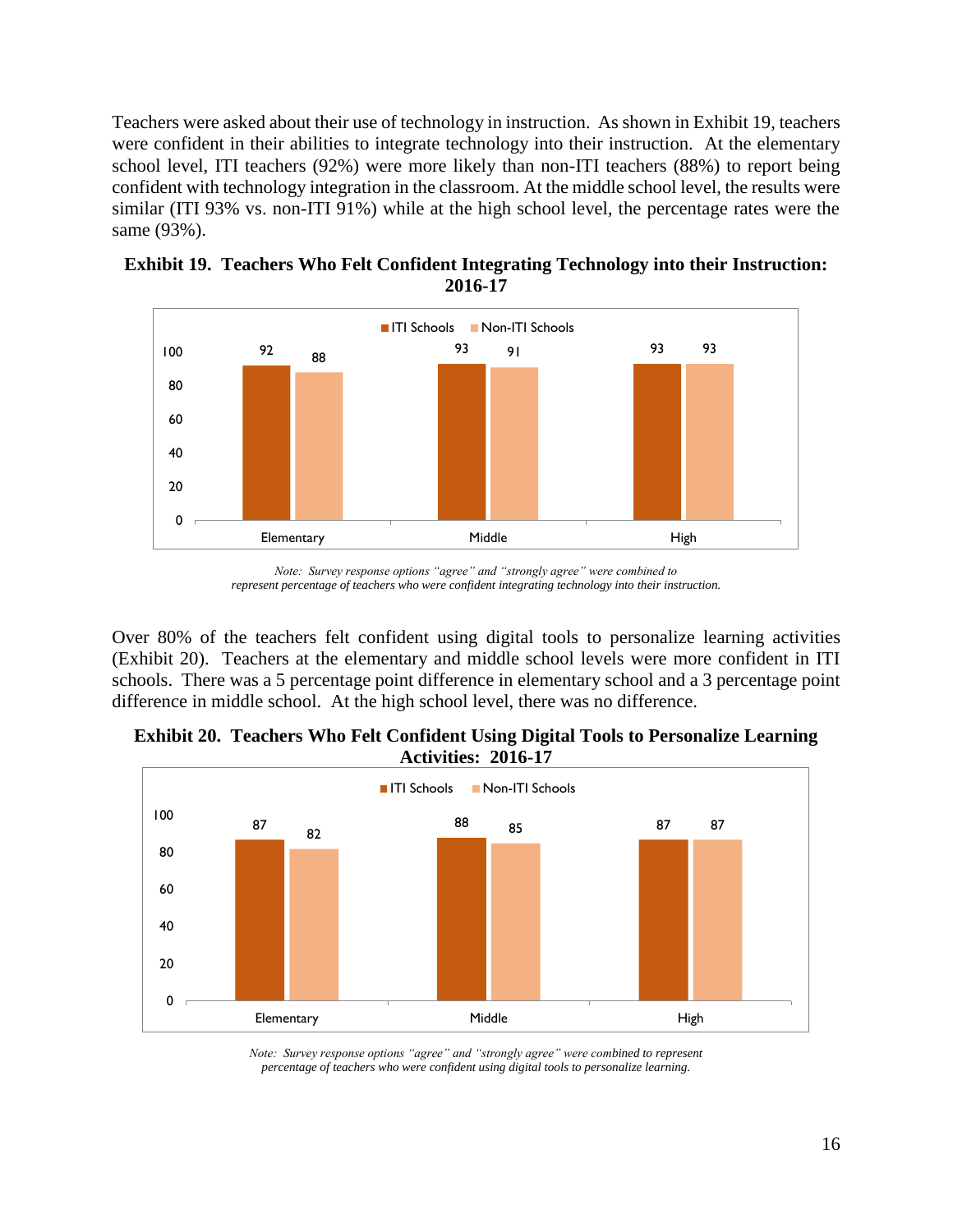Teachers were asked about their use of technology in instruction. As shown in Exhibit 19, teachers were confident in their abilities to integrate technology into their instruction. At the elementary school level, ITI teachers (92%) were more likely than non-ITI teachers (88%) to report being confident with technology integration in the classroom. At the middle school level, the results were similar (ITI 93% vs. non-ITI 91%) while at the high school level, the percentage rates were the same (93%).

**Exhibit 19. Teachers Who Felt Confident Integrating Technology into their Instruction: 2016-17**

| | ITI Schools | Non-ITI Schools |
|---|---|---|
| Elementary | 92 | 88 |
| Middle | 93 | 91 |
| High | 93 | 93 |

*Note: Survey response options "agree" and "strongly agree" were combined to represent percentage of teachers who were confident integrating technology into their instruction.*

Over 80% of the teachers felt confident using digital tools to personalize learning activities (Exhibit 20). Teachers at the elementary and middle school levels were more confident in ITI schools. There was a 5 percentage point difference in elementary school and a 3 percentage point difference in middle school. At the high school level, there was no difference.

**Exhibit 20. Teachers Who Felt Confident Using Digital Tools to Personalize Learning Activities: 2016-17**

| | ITI Schools | Non-ITI Schools |
|---|---|---|
| Elementary | 87 | 82 |
| Middle | 88 | 85 |
| High | 87 | 87 |

*Note: Survey response options "agree" and "strongly agree" were combined to represent percentage of teachers who were confident using digital tools to personalize learning.*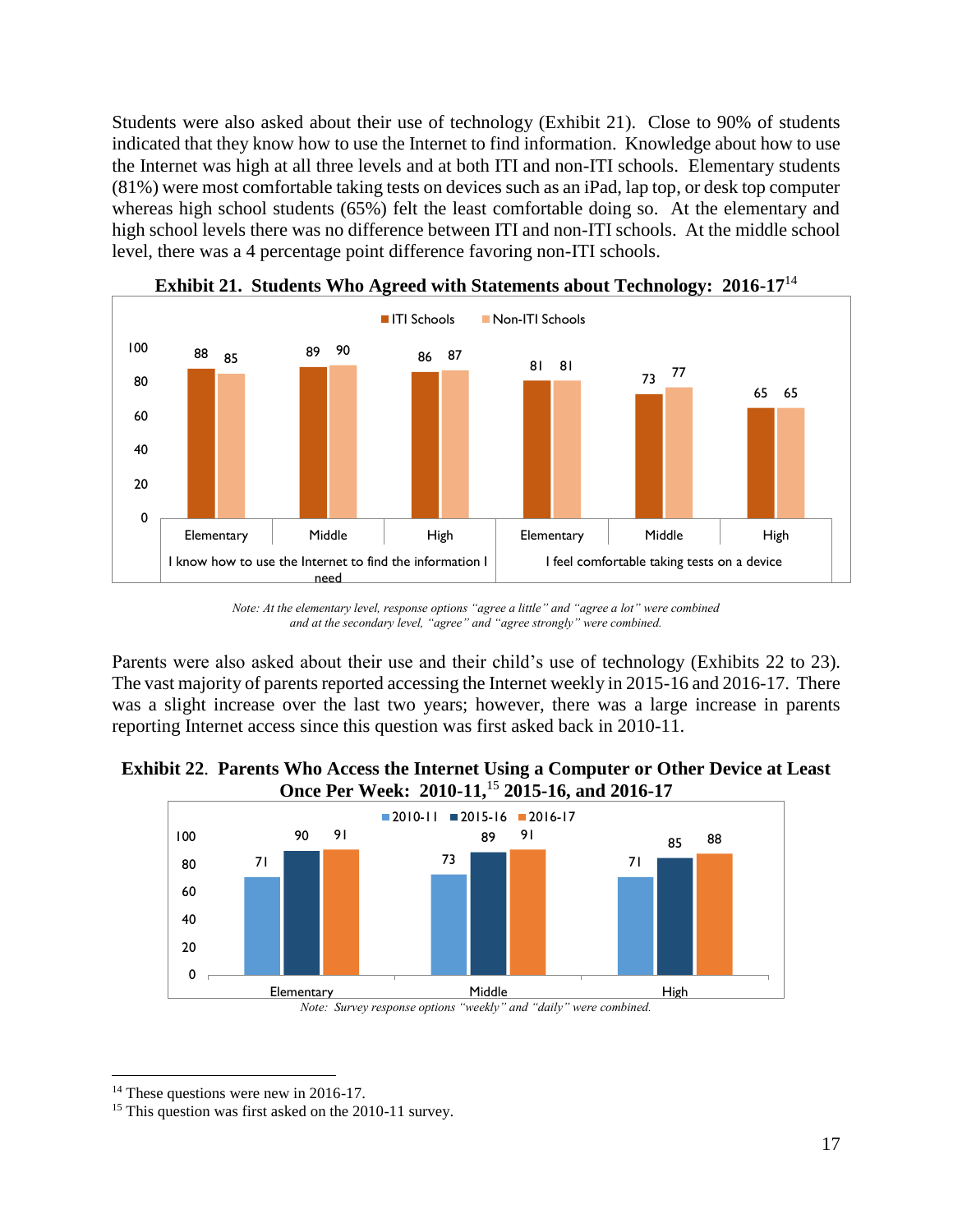Students were also asked about their use of technology (Exhibit 21). Close to 90% of students indicated that they know how to use the Internet to find information. Knowledge about how to use the Internet was high at all three levels and at both ITI and non-ITI schools. Elementary students (81%) were most comfortable taking tests on devices such as an iPad, lap top, or desk top computer whereas high school students (65%) felt the least comfortable doing so. At the elementary and high school levels there was no difference between ITI and non-ITI schools. At the middle school level, there was a 4 percentage point difference favoring non-ITI schools.

**Exhibit 21. Students Who Agreed with Statements about Technology: 2016-17**[14]

| Statement | Level | ITI Schools | Non-ITI Schools |
|---|---|---|---|
| I know how to use the Internet to find the information I need | Elementary | 88 | 85 |
| | Middle | 89 | 90 |
| | High | 86 | 87 |
| I feel comfortable taking tests on a device | Elementary | 81 | 81 |
| | Middle | 73 | 77 |
| | High | 65 | 65 |

*Note: At the elementary level, response options "agree a little" and "agree a lot" were combined and at the secondary level, "agree" and "agree strongly" were combined.*

Parents were also asked about their use and their child's use of technology (Exhibits 22 to 23). The vast majority of parents reported accessing the Internet weekly in 2015-16 and 2016-17. There was a slight increase over the last two years; however, there was a large increase in parents reporting Internet access since this question was first asked back in 2010-11.

**Exhibit 22. Parents Who Access the Internet Using a Computer or Other Device at Least Once Per Week: 2010-11,[15] 2015-16, and 2016-17**

| Level | 2010-11 | 2015-16 | 2016-17 |
|---|---|---|---|
| Elementary | 71 | 90 | 91 |
| Middle | 73 | 89 | 91 |
| High | 71 | 85 | 88 |

*Note: Survey response options "weekly" and "daily" were combined.*

---

[14] These questions were new in 2016-17.

[15] This question was first asked on the 2010-11 survey.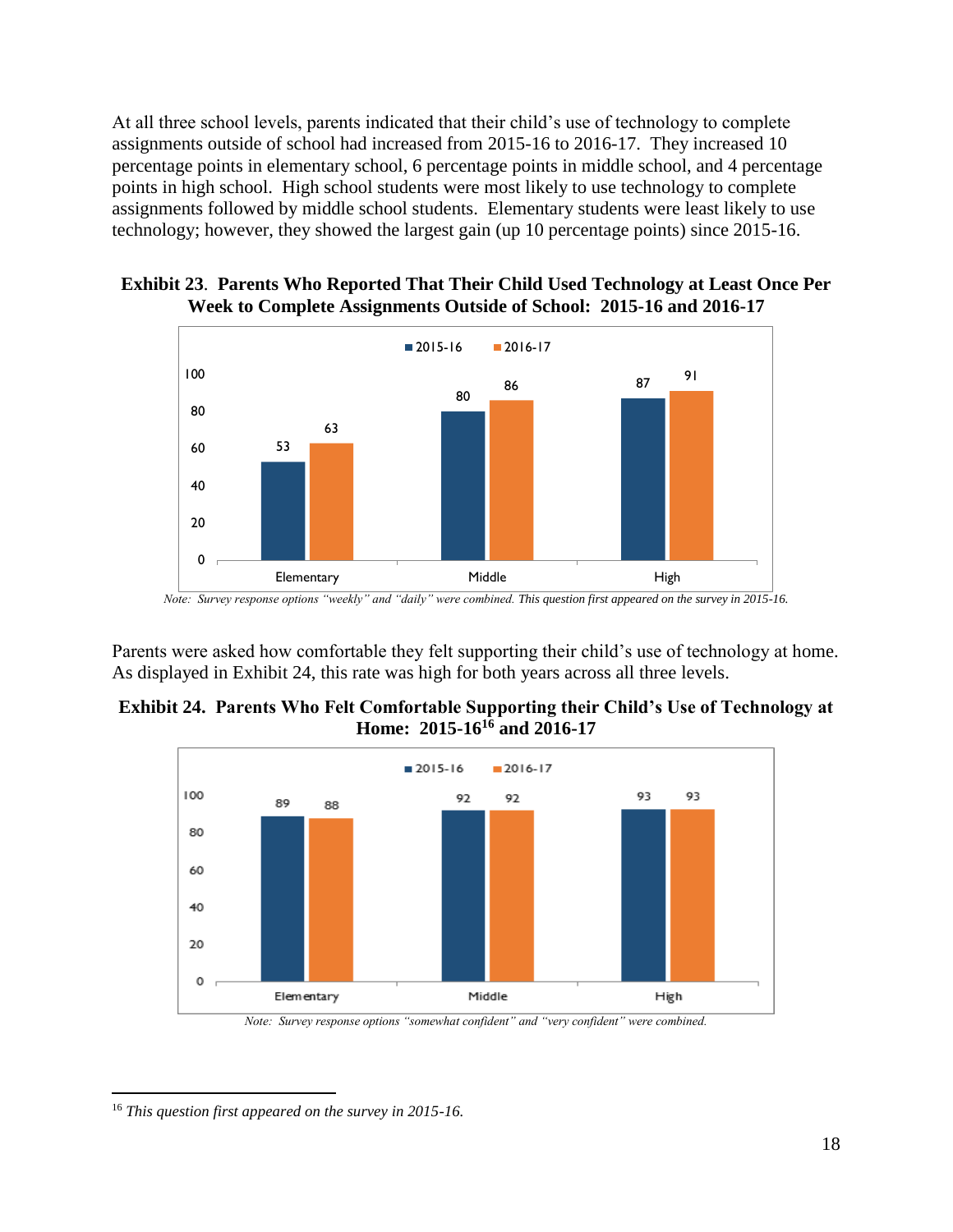At all three school levels, parents indicated that their child's use of technology to complete assignments outside of school had increased from 2015-16 to 2016-17. They increased 10 percentage points in elementary school, 6 percentage points in middle school, and 4 percentage points in high school. High school students were most likely to use technology to complete assignments followed by middle school students. Elementary students were least likely to use technology; however, they showed the largest gain (up 10 percentage points) since 2015-16.

**Exhibit 23. Parents Who Reported That Their Child Used Technology at Least Once Per Week to Complete Assignments Outside of School: 2015-16 and 2016-17**

| | 2015-16 | 2016-17 |
|---|---|---|
| Elementary | 53 | 63 |
| Middle | 80 | 86 |
| High | 87 | 91 |

*Note: Survey response options "weekly" and "daily" were combined. This question first appeared on the survey in 2015-16.*

Parents were asked how comfortable they felt supporting their child's use of technology at home. As displayed in Exhibit 24, this rate was high for both years across all three levels.

**Exhibit 24. Parents Who Felt Comfortable Supporting their Child's Use of Technology at Home: 2015-16[16] and 2016-17**

| | 2015-16 | 2016-17 |
|---|---|---|
| Elementary | 89 | 88 |
| Middle | 92 | 92 |
| High | 93 | 93 |

*Note: Survey response options "somewhat confident" and "very confident" were combined.*

---

[16] *This question first appeared on the survey in 2015-16.*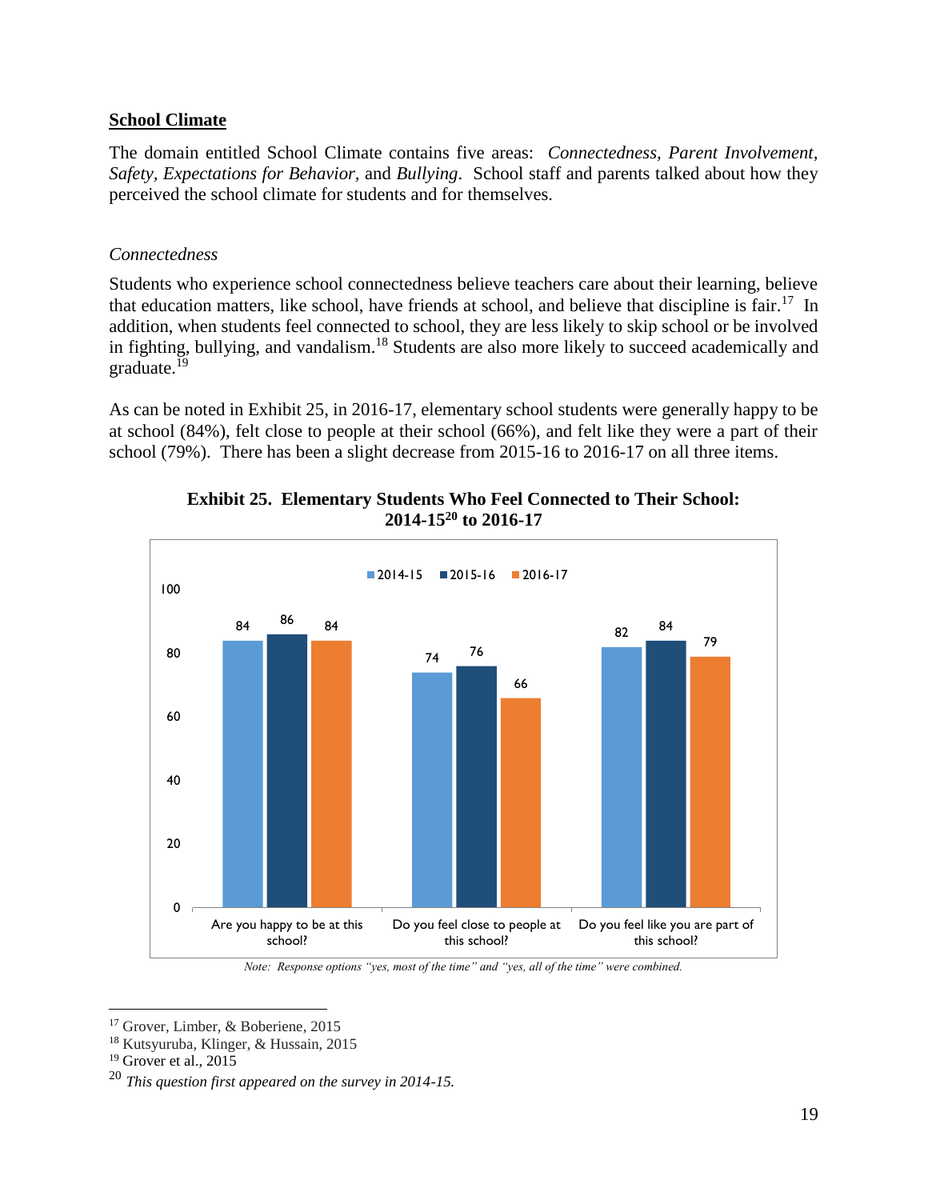## School Climate

The domain entitled School Climate contains five areas: *Connectedness*, *Parent Involvement*, *Safety*, *Expectations for Behavior*, and *Bullying*. School staff and parents talked about how they perceived the school climate for students and for themselves.

### *Connectedness*

Students who experience school connectedness believe teachers care about their learning, believe that education matters, like school, have friends at school, and believe that discipline is fair.[17] In addition, when students feel connected to school, they are less likely to skip school or be involved in fighting, bullying, and vandalism.[18] Students are also more likely to succeed academically and graduate.[19]

As can be noted in Exhibit 25, in 2016-17, elementary school students were generally happy to be at school (84%), felt close to people at their school (66%), and felt like they were a part of their school (79%). There has been a slight decrease from 2015-16 to 2016-17 on all three items.

**Exhibit 25. Elementary Students Who Feel Connected to Their School: 2014-15[20] to 2016-17**

| | 2014-15 | 2015-16 | 2016-17 |
|---|---|---|---|
| Are you happy to be at this school? | 84 | 86 | 84 |
| Do you feel close to people at this school? | 74 | 76 | 66 |
| Do you feel like you are part of this school? | 82 | 84 | 79 |

*Note: Response options "yes, most of the time" and "yes, all of the time" were combined.*

---

[17] Grover, Limber, & Boberiene, 2015
[18] Kutsyuruba, Klinger, & Hussain, 2015
[19] Grover et al., 2015
[20] *This question first appeared on the survey in 2014-15.*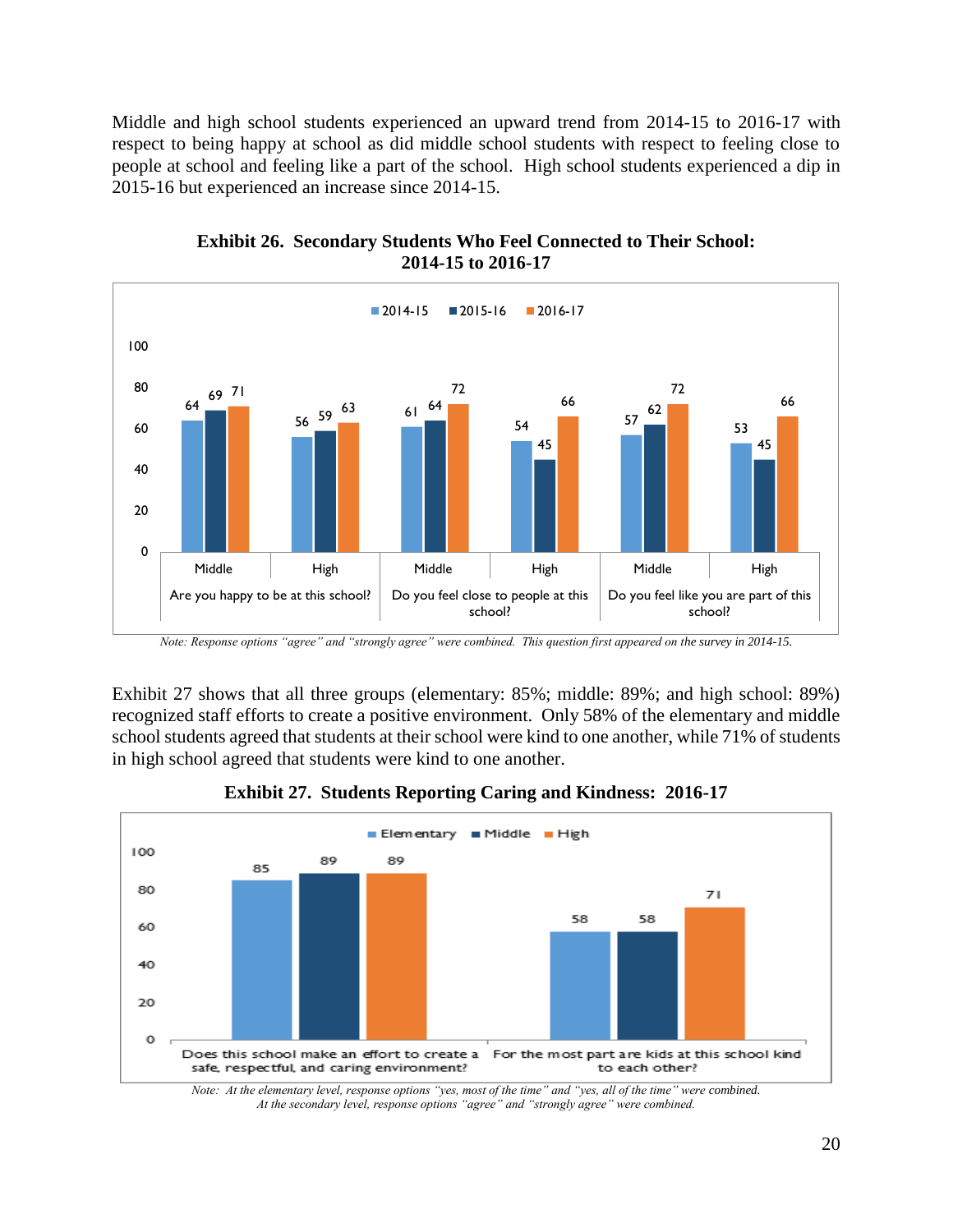Middle and high school students experienced an upward trend from 2014-15 to 2016-17 with respect to being happy at school as did middle school students with respect to feeling close to people at school and feeling like a part of the school. High school students experienced a dip in 2015-16 but experienced an increase since 2014-15.

**Exhibit 26. Secondary Students Who Feel Connected to Their School: 2014-15 to 2016-17**

| Question | Level | 2014-15 | 2015-16 | 2016-17 |
|---|---|---|---|---|
| Are you happy to be at this school? | Middle | 64 | 69 | 71 |
| | High | 56 | 59 | 63 |
| Do you feel close to people at this school? | Middle | 61 | 64 | 72 |
| | High | 54 | 45 | 66 |
| Do you feel like you are part of this school? | Middle | 57 | 62 | 72 |
| | High | 53 | 45 | 66 |

*Note: Response options "agree" and "strongly agree" were combined. This question first appeared on the survey in 2014-15.*

Exhibit 27 shows that all three groups (elementary: 85%; middle: 89%; and high school: 89%) recognized staff efforts to create a positive environment. Only 58% of the elementary and middle school students agreed that students at their school were kind to one another, while 71% of students in high school agreed that students were kind to one another.

**Exhibit 27. Students Reporting Caring and Kindness: 2016-17**

| Question | Elementary | Middle | High |
|---|---|---|---|
| Does this school make an effort to create a safe, respectful, and caring environment? | 85 | 89 | 89 |
| For the most part are kids at this school kind to each other? | 58 | 58 | 71 |

*Note: At the elementary level, response options "yes, most of the time" and "yes, all of the time" were combined. At the secondary level, response options "agree" and "strongly agree" were combined.*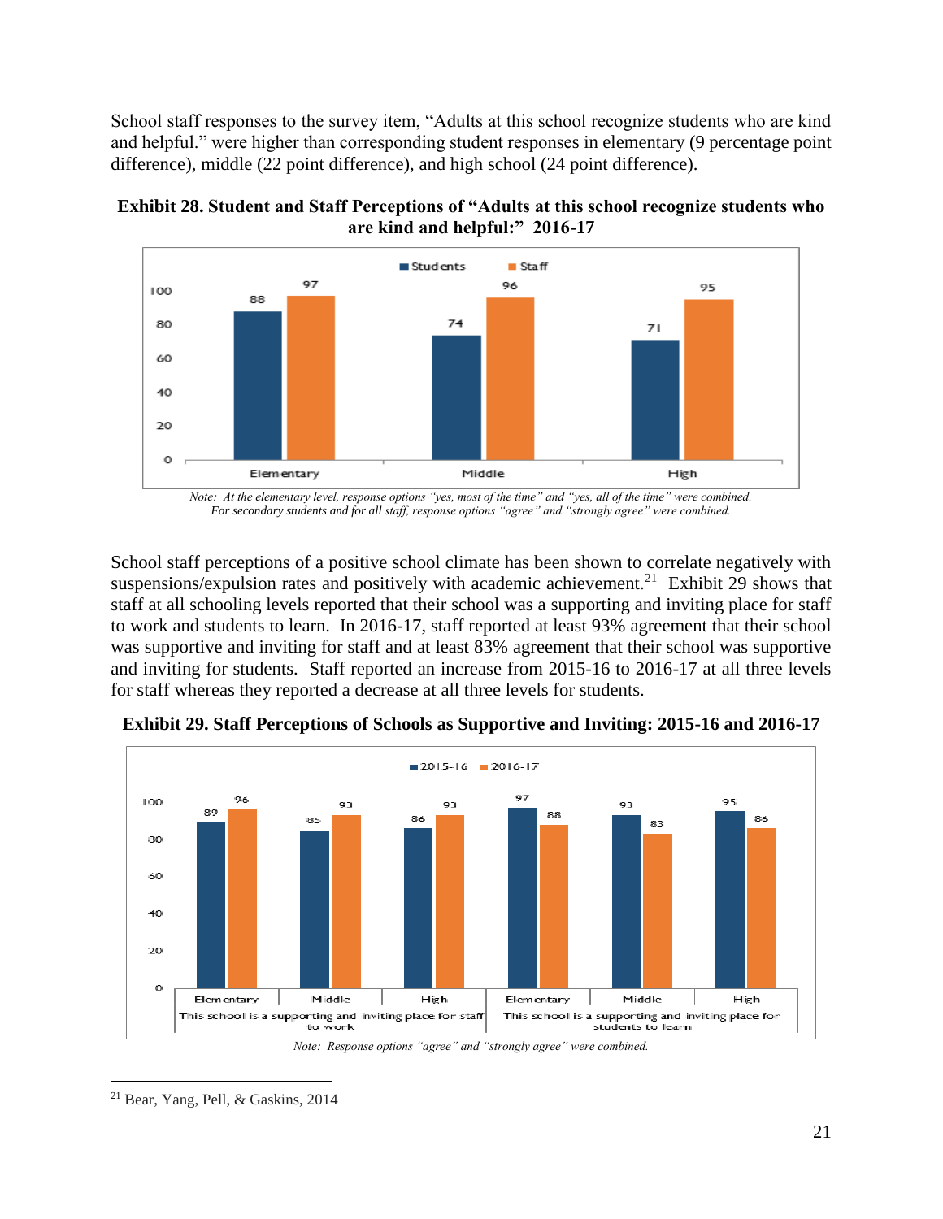School staff responses to the survey item, "Adults at this school recognize students who are kind and helpful." were higher than corresponding student responses in elementary (9 percentage point difference), middle (22 point difference), and high school (24 point difference).

**Exhibit 28. Student and Staff Perceptions of "Adults at this school recognize students who are kind and helpful:" 2016-17**

| | Students | Staff |
|---|---|---|
| Elementary | 88 | 97 |
| Middle | 74 | 96 |
| High | 71 | 95 |

*Note: At the elementary level, response options "yes, most of the time" and "yes, all of the time" were combined. For secondary students and for all staff, response options "agree" and "strongly agree" were combined.*

School staff perceptions of a positive school climate has been shown to correlate negatively with suspensions/expulsion rates and positively with academic achievement.[21] Exhibit 29 shows that staff at all schooling levels reported that their school was a supporting and inviting place for staff to work and students to learn. In 2016-17, staff reported at least 93% agreement that their school was supportive and inviting for staff and at least 83% agreement that their school was supportive and inviting for students. Staff reported an increase from 2015-16 to 2016-17 at all three levels for staff whereas they reported a decrease at all three levels for students.

**Exhibit 29. Staff Perceptions of Schools as Supportive and Inviting: 2015-16 and 2016-17**

| Item | Level | 2015-16 | 2016-17 |
|---|---|---|---|
| This school is a supporting and inviting place for staff to work | Elementary | 89 | 96 |
| | Middle | 85 | 93 |
| | High | 86 | 93 |
| This school is a supporting and inviting place for students to learn | Elementary | 97 | 88 |
| | Middle | 93 | 83 |
| | High | 95 | 86 |

*Note: Response options "agree" and "strongly agree" were combined.*

---

[21] Bear, Yang, Pell, & Gaskins, 2014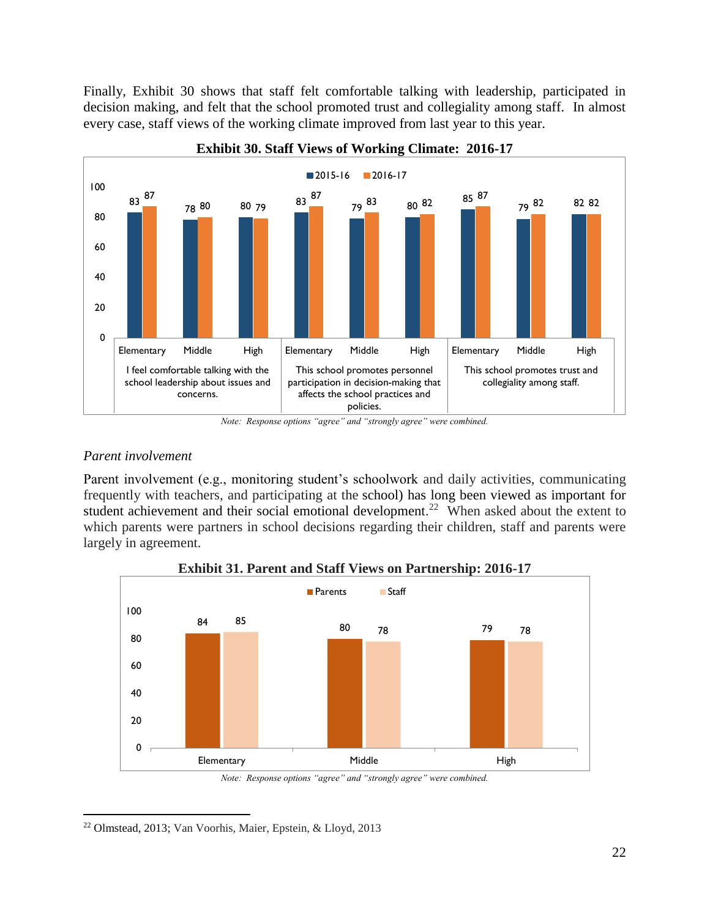Finally, Exhibit 30 shows that staff felt comfortable talking with leadership, participated in decision making, and felt that the school promoted trust and collegiality among staff. In almost every case, staff views of the working climate improved from last year to this year.

**Exhibit 30. Staff Views of Working Climate: 2016-17**

| Item | School Level | 2015-16 | 2016-17 |
|---|---|---|---|
| I feel comfortable talking with the school leadership about issues and concerns. | Elementary | 83 | 87 |
| | Middle | 78 | 80 |
| | High | 80 | 79 |
| This school promotes personnel participation in decision-making that affects the school practices and policies. | Elementary | 83 | 87 |
| | Middle | 79 | 83 |
| | High | 80 | 82 |
| This school promotes trust and collegiality among staff. | Elementary | 85 | 87 |
| | Middle | 79 | 82 |
| | High | 82 | 82 |

*Note: Response options "agree" and "strongly agree" were combined.*

### *Parent involvement*

Parent involvement (e.g., monitoring student's schoolwork and daily activities, communicating frequently with teachers, and participating at the school) has long been viewed as important for student achievement and their social emotional development.[22] When asked about the extent to which parents were partners in school decisions regarding their children, staff and parents were largely in agreement.

**Exhibit 31. Parent and Staff Views on Partnership: 2016-17**

| School Level | Parents | Staff |
|---|---|---|
| Elementary | 84 | 85 |
| Middle | 80 | 78 |
| High | 79 | 78 |

*Note: Response options "agree" and "strongly agree" were combined.*

---

[22] Olmstead, 2013; Van Voorhis, Maier, Epstein, & Lloyd, 2013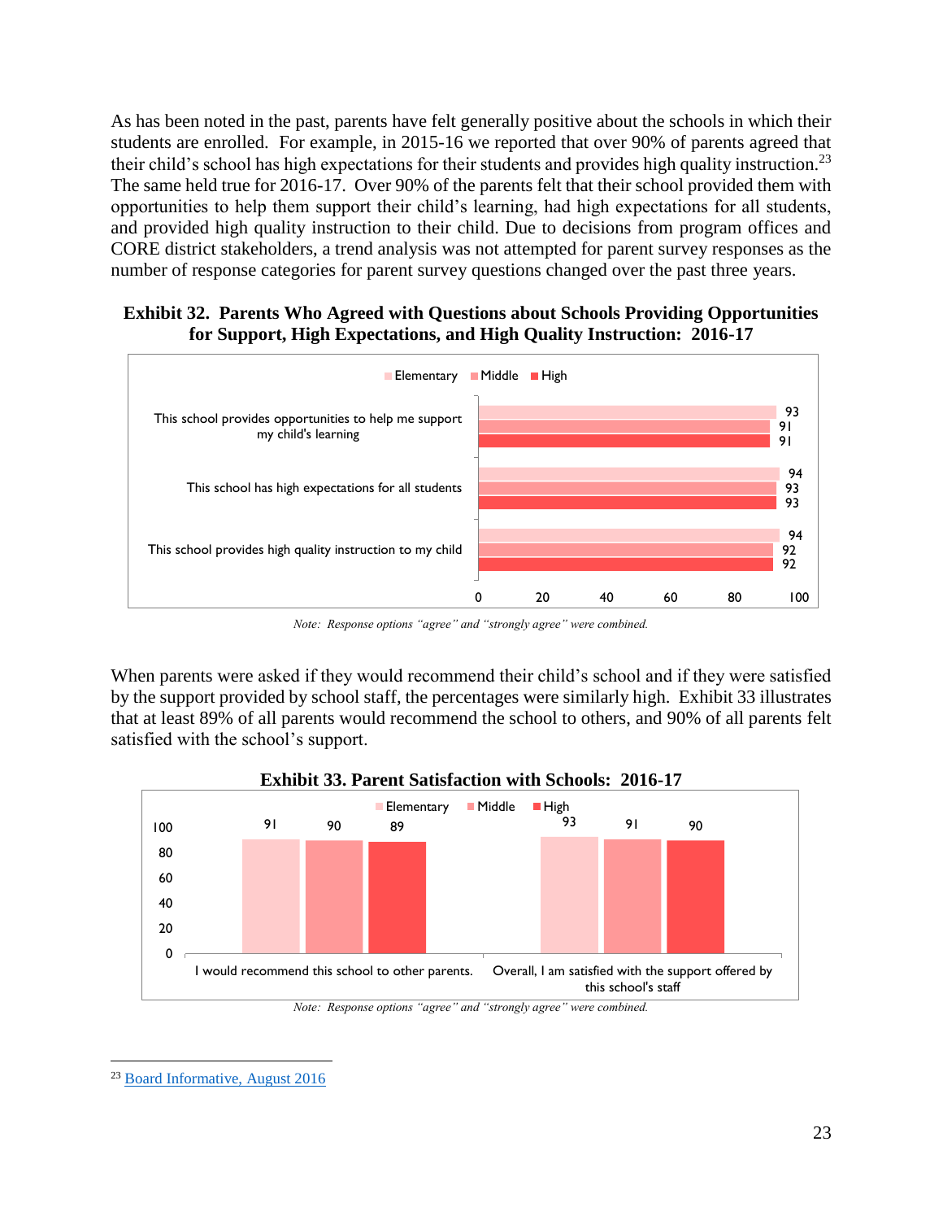As has been noted in the past, parents have felt generally positive about the schools in which their students are enrolled. For example, in 2015-16 we reported that over 90% of parents agreed that their child's school has high expectations for their students and provides high quality instruction.[23] The same held true for 2016-17. Over 90% of the parents felt that their school provided them with opportunities to help them support their child's learning, had high expectations for all students, and provided high quality instruction to their child. Due to decisions from program offices and CORE district stakeholders, a trend analysis was not attempted for parent survey responses as the number of response categories for parent survey questions changed over the past three years.

**Exhibit 32. Parents Who Agreed with Questions about Schools Providing Opportunities for Support, High Expectations, and High Quality Instruction: 2016-17**

| | Elementary | Middle | High |
|---|---|---|---|
| This school provides opportunities to help me support my child's learning | 93 | 91 | 91 |
| This school has high expectations for all students | 94 | 93 | 93 |
| This school provides high quality instruction to my child | 94 | 92 | 92 |

*Note: Response options "agree" and "strongly agree" were combined.*

When parents were asked if they would recommend their child's school and if they were satisfied by the support provided by school staff, the percentages were similarly high. Exhibit 33 illustrates that at least 89% of all parents would recommend the school to others, and 90% of all parents felt satisfied with the school's support.

**Exhibit 33. Parent Satisfaction with Schools: 2016-17**

| | Elementary | Middle | High |
|---|---|---|---|
| I would recommend this school to other parents. | 91 | 90 | 89 |
| Overall, I am satisfied with the support offered by this school's staff | 93 | 91 | 90 |

*Note: Response options "agree" and "strongly agree" were combined.*

[23] Board Informative, August 2016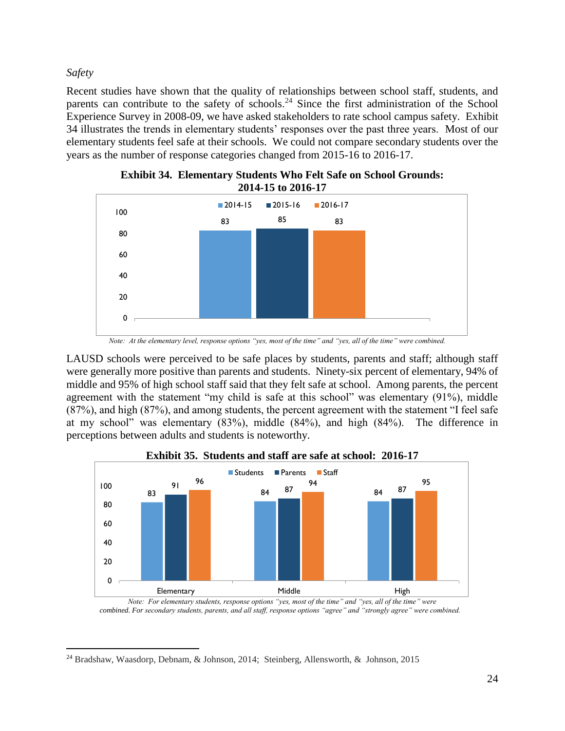*Safety*

Recent studies have shown that the quality of relationships between school staff, students, and parents can contribute to the safety of schools.[24] Since the first administration of the School Experience Survey in 2008-09, we have asked stakeholders to rate school campus safety. Exhibit 34 illustrates the trends in elementary students' responses over the past three years. Most of our elementary students feel safe at their schools. We could not compare secondary students over the years as the number of response categories changed from 2015-16 to 2016-17.

**Exhibit 34. Elementary Students Who Felt Safe on School Grounds: 2014-15 to 2016-17**

| 2014-15 | 2015-16 | 2016-17 |
|---|---|---|
| 83 | 85 | 83 |

*Note: At the elementary level, response options "yes, most of the time" and "yes, all of the time" were combined.*

LAUSD schools were perceived to be safe places by students, parents and staff; although staff were generally more positive than parents and students. Ninety-six percent of elementary, 94% of middle and 95% of high school staff said that they felt safe at school. Among parents, the percent agreement with the statement "my child is safe at this school" was elementary (91%), middle (87%), and high (87%), and among students, the percent agreement with the statement "I feel safe at my school" was elementary (83%), middle (84%), and high (84%). The difference in perceptions between adults and students is noteworthy.

**Exhibit 35. Students and staff are safe at school: 2016-17**

| | Students | Parents | Staff |
|---|---|---|---|
| Elementary | 83 | 91 | 96 |
| Middle | 84 | 87 | 94 |
| High | 84 | 87 | 95 |

*Note: For elementary students, response options "yes, most of the time" and "yes, all of the time" were combined. For secondary students, parents, and all staff, response options "agree" and "strongly agree" were combined.*

---

[24] Bradshaw, Waasdorp, Debnam, & Johnson, 2014; Steinberg, Allensworth, & Johnson, 2015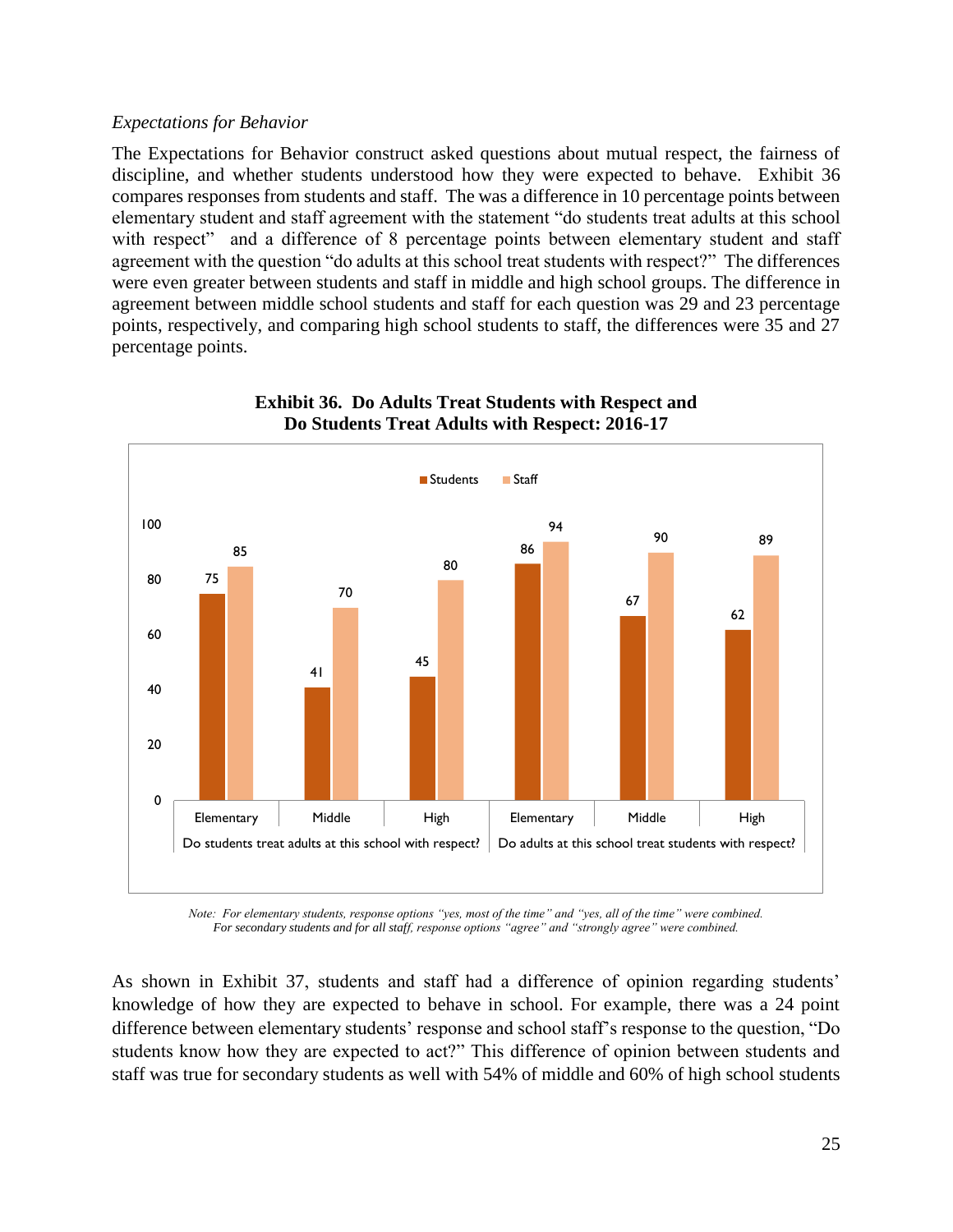*Expectations for Behavior*

The Expectations for Behavior construct asked questions about mutual respect, the fairness of discipline, and whether students understood how they were expected to behave. Exhibit 36 compares responses from students and staff. The was a difference in 10 percentage points between elementary student and staff agreement with the statement "do students treat adults at this school with respect" and a difference of 8 percentage points between elementary student and staff agreement with the question "do adults at this school treat students with respect?" The differences were even greater between students and staff in middle and high school groups. The difference in agreement between middle school students and staff for each question was 29 and 23 percentage points, respectively, and comparing high school students to staff, the differences were 35 and 27 percentage points.

**Exhibit 36. Do Adults Treat Students with Respect and Do Students Treat Adults with Respect: 2016-17**

| Question | Level | Students | Staff |
|---|---|---|---|
| Do students treat adults at this school with respect? | Elementary | 75 | 85 |
| | Middle | 41 | 70 |
| | High | 45 | 80 |
| Do adults at this school treat students with respect? | Elementary | 86 | 94 |
| | Middle | 67 | 90 |
| | High | 62 | 89 |

*Note: For elementary students, response options "yes, most of the time" and "yes, all of the time" were combined. For secondary students and for all staff, response options "agree" and "strongly agree" were combined.*

As shown in Exhibit 37, students and staff had a difference of opinion regarding students' knowledge of how they are expected to behave in school. For example, there was a 24 point difference between elementary students' response and school staff's response to the question, "Do students know how they are expected to act?" This difference of opinion between students and staff was true for secondary students as well with 54% of middle and 60% of high school students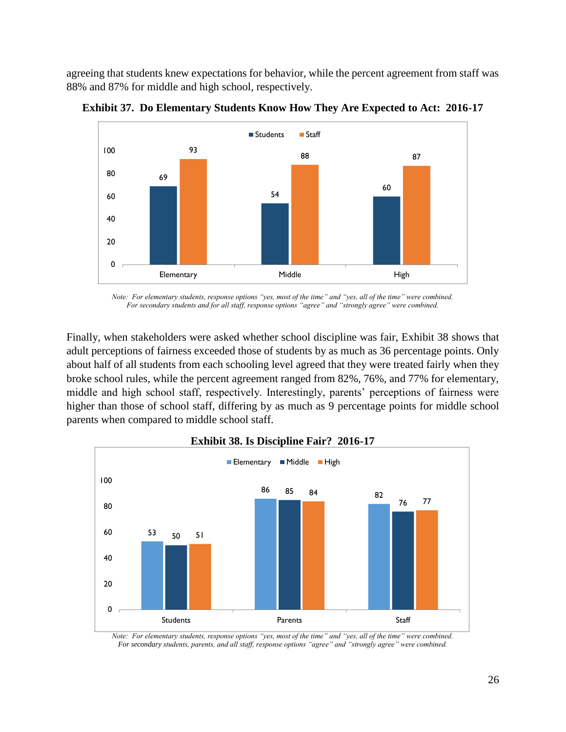agreeing that students knew expectations for behavior, while the percent agreement from staff was 88% and 87% for middle and high school, respectively.

**Exhibit 37. Do Elementary Students Know How They Are Expected to Act: 2016-17**

| | Students | Staff |
|---|---|---|
| Elementary | 69 | 93 |
| Middle | 54 | 88 |
| High | 60 | 87 |

*Note: For elementary students, response options "yes, most of the time" and "yes, all of the time" were combined. For secondary students and for all staff, response options "agree" and "strongly agree" were combined.*

Finally, when stakeholders were asked whether school discipline was fair, Exhibit 38 shows that adult perceptions of fairness exceeded those of students by as much as 36 percentage points. Only about half of all students from each schooling level agreed that they were treated fairly when they broke school rules, while the percent agreement ranged from 82%, 76%, and 77% for elementary, middle and high school staff, respectively. Interestingly, parents' perceptions of fairness were higher than those of school staff, differing by as much as 9 percentage points for middle school parents when compared to middle school staff.

**Exhibit 38. Is Discipline Fair? 2016-17**

| | Elementary | Middle | High |
|---|---|---|---|
| Students | 53 | 50 | 51 |
| Parents | 86 | 85 | 84 |
| Staff | 82 | 76 | 77 |

*Note: For elementary students, response options "yes, most of the time" and "yes, all of the time" were combined. For secondary students, parents, and all staff, response options "agree" and "strongly agree" were combined.*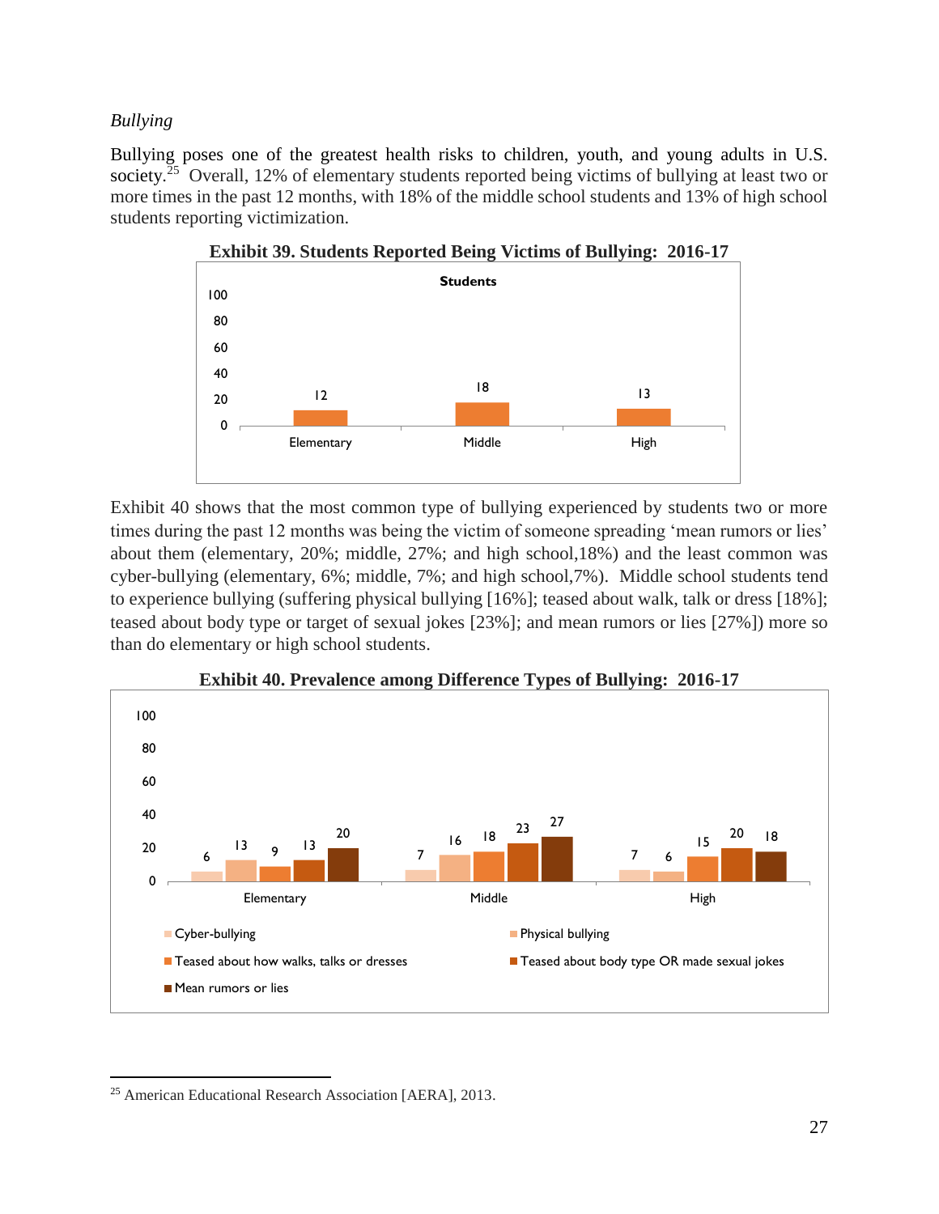*Bullying*

Bullying poses one of the greatest health risks to children, youth, and young adults in U.S. society.[25] Overall, 12% of elementary students reported being victims of bullying at least two or more times in the past 12 months, with 18% of the middle school students and 13% of high school students reporting victimization.

**Exhibit 39. Students Reported Being Victims of Bullying: 2016-17**

| Students | Elementary | Middle | High |
|---|---|---|---|
| Victims of bullying (%) | 12 | 18 | 13 |

Exhibit 40 shows that the most common type of bullying experienced by students two or more times during the past 12 months was being the victim of someone spreading 'mean rumors or lies' about them (elementary, 20%; middle, 27%; and high school,18%) and the least common was cyber-bullying (elementary, 6%; middle, 7%; and high school,7%). Middle school students tend to experience bullying (suffering physical bullying [16%]; teased about walk, talk or dress [18%]; teased about body type or target of sexual jokes [23%]; and mean rumors or lies [27%]) more so than do elementary or high school students.

**Exhibit 40. Prevalence among Difference Types of Bullying: 2016-17**

| | Elementary | Middle | High |
|---|---|---|---|
| Cyber-bullying | 6 | 7 | 7 |
| Physical bullying | 13 | 16 | 6 |
| Teased about how walks, talks or dresses | 9 | 18 | 15 |
| Teased about body type OR made sexual jokes | 13 | 23 | 20 |
| Mean rumors or lies | 20 | 27 | 18 |

[25] American Educational Research Association [AERA], 2013.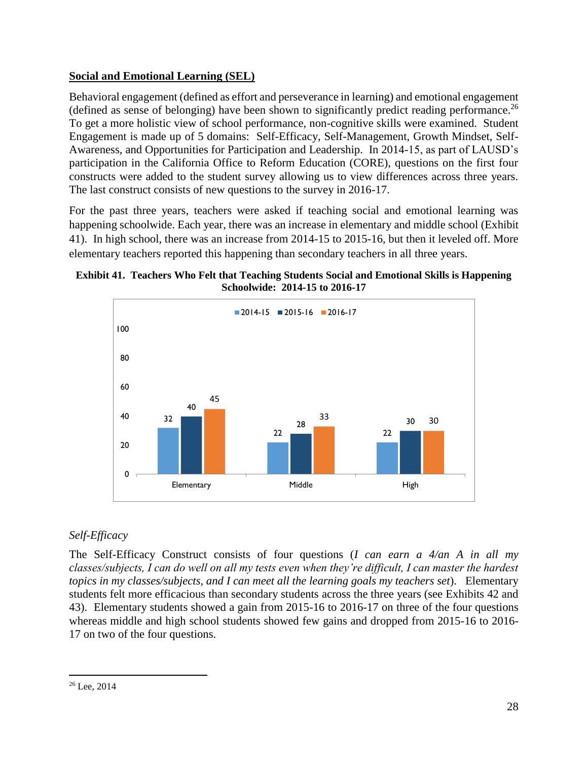## Social and Emotional Learning (SEL)

Behavioral engagement (defined as effort and perseverance in learning) and emotional engagement (defined as sense of belonging) have been shown to significantly predict reading performance.[26] To get a more holistic view of school performance, non-cognitive skills were examined. Student Engagement is made up of 5 domains: Self-Efficacy, Self-Management, Growth Mindset, Self-Awareness, and Opportunities for Participation and Leadership. In 2014-15, as part of LAUSD's participation in the California Office to Reform Education (CORE), questions on the first four constructs were added to the student survey allowing us to view differences across three years. The last construct consists of new questions to the survey in 2016-17.

For the past three years, teachers were asked if teaching social and emotional learning was happening schoolwide. Each year, there was an increase in elementary and middle school (Exhibit 41). In high school, there was an increase from 2014-15 to 2015-16, but then it leveled off. More elementary teachers reported this happening than secondary teachers in all three years.

**Exhibit 41. Teachers Who Felt that Teaching Students Social and Emotional Skills is Happening Schoolwide: 2014-15 to 2016-17**

| | 2014-15 | 2015-16 | 2016-17 |
|---|---|---|---|
| Elementary | 32 | 40 | 45 |
| Middle | 22 | 28 | 33 |
| High | 22 | 30 | 30 |

### *Self-Efficacy*

The Self-Efficacy Construct consists of four questions (*I can earn a 4/an A in all my classes/subjects, I can do well on all my tests even when they're difficult, I can master the hardest topics in my classes/subjects, and I can meet all the learning goals my teachers set*). Elementary students felt more efficacious than secondary students across the three years (see Exhibits 42 and 43). Elementary students showed a gain from 2015-16 to 2016-17 on three of the four questions whereas middle and high school students showed few gains and dropped from 2015-16 to 2016-17 on two of the four questions.

---

[26] Lee, 2014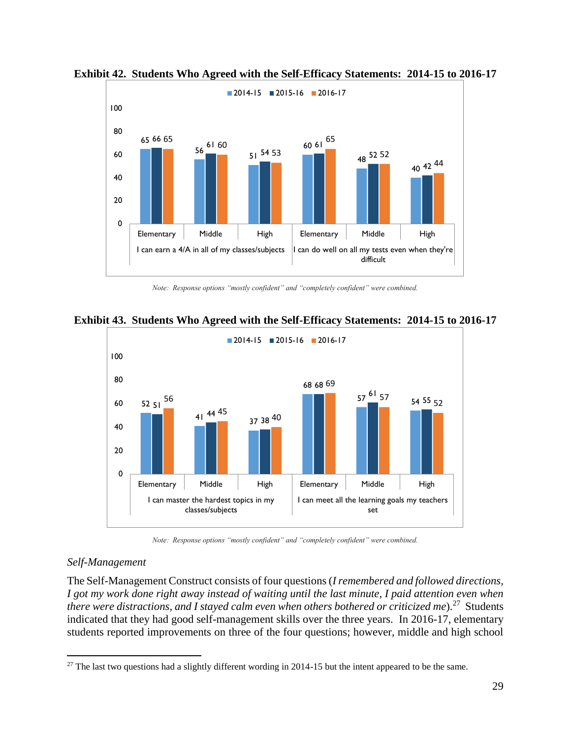**Exhibit 42. Students Who Agreed with the Self-Efficacy Statements: 2014-15 to 2016-17**

| Statement | Level | 2014-15 | 2015-16 | 2016-17 |
|---|---|---|---|---|
| I can earn a 4/A in all of my classes/subjects | Elementary | 65 | 66 | 65 |
| | Middle | 56 | 61 | 60 |
| | High | 51 | 54 | 53 |
| I can do well on all my tests even when they're difficult | Elementary | 60 | 61 | 65 |
| | Middle | 48 | 52 | 52 |
| | High | 40 | 42 | 44 |

*Note: Response options "mostly confident" and "completely confident" were combined.*

**Exhibit 43. Students Who Agreed with the Self-Efficacy Statements: 2014-15 to 2016-17**

| Statement | Level | 2014-15 | 2015-16 | 2016-17 |
|---|---|---|---|---|
| I can master the hardest topics in my classes/subjects | Elementary | 52 | 51 | 56 |
| | Middle | 41 | 44 | 45 |
| | High | 37 | 38 | 40 |
| I can meet all the learning goals my teachers set | Elementary | 68 | 68 | 69 |
| | Middle | 57 | 61 | 57 |
| | High | 54 | 55 | 52 |

*Note: Response options "mostly confident" and "completely confident" were combined.*

### *Self-Management*

The Self-Management Construct consists of four questions (*I remembered and followed directions, I got my work done right away instead of waiting until the last minute, I paid attention even when there were distractions, and I stayed calm even when others bothered or criticized me*).[27] Students indicated that they had good self-management skills over the three years. In 2016-17, elementary students reported improvements on three of the four questions; however, middle and high school

[27] The last two questions had a slightly different wording in 2014-15 but the intent appeared to be the same.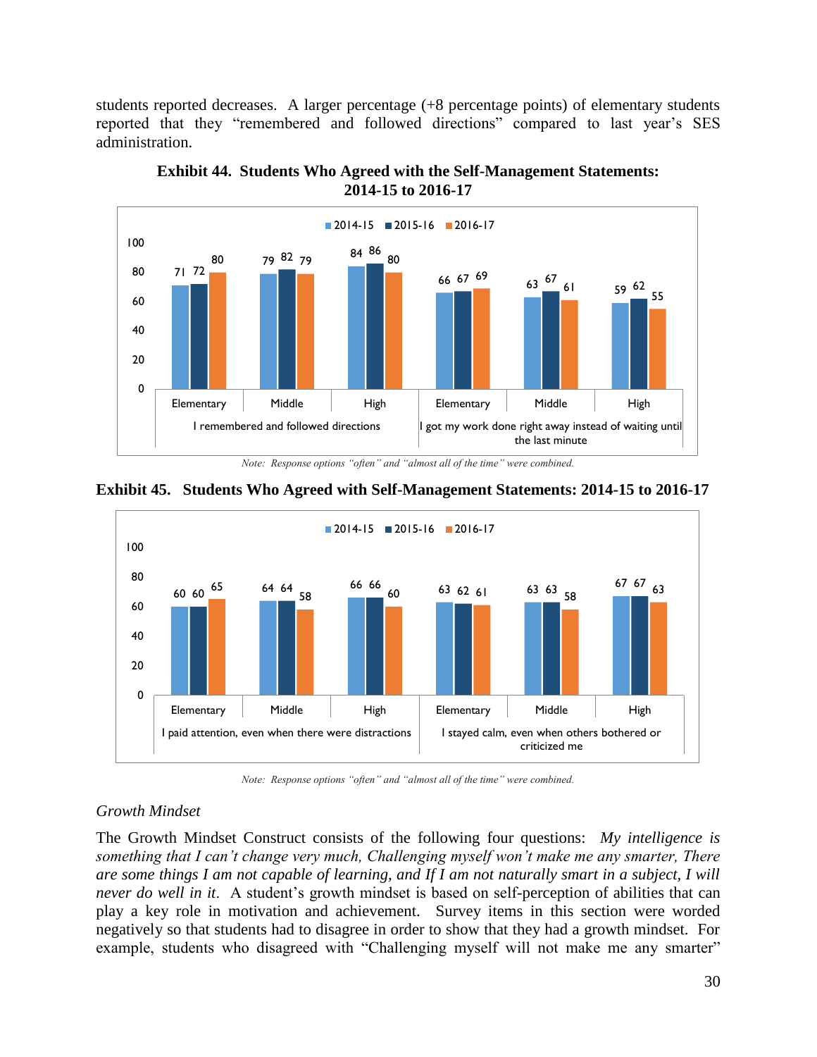students reported decreases. A larger percentage (+8 percentage points) of elementary students reported that they "remembered and followed directions" compared to last year's SES administration.

**Exhibit 44. Students Who Agreed with the Self-Management Statements: 2014-15 to 2016-17**

| Statement | Level | 2014-15 | 2015-16 | 2016-17 |
|---|---|---|---|---|
| I remembered and followed directions | Elementary | 71 | 72 | 80 |
| | Middle | 79 | 82 | 79 |
| | High | 84 | 86 | 80 |
| I got my work done right away instead of waiting until the last minute | Elementary | 66 | 67 | 69 |
| | Middle | 63 | 67 | 61 |
| | High | 59 | 62 | 55 |

*Note: Response options "often" and "almost all of the time" were combined.*

**Exhibit 45. Students Who Agreed with Self-Management Statements: 2014-15 to 2016-17**

| Statement | Level | 2014-15 | 2015-16 | 2016-17 |
|---|---|---|---|---|
| I paid attention, even when there were distractions | Elementary | 60 | 60 | 65 |
| | Middle | 64 | 64 | 58 |
| | High | 66 | 66 | 60 |
| I stayed calm, even when others bothered or criticized me | Elementary | 63 | 62 | 61 |
| | Middle | 63 | 63 | 58 |
| | High | 67 | 67 | 63 |

*Note: Response options "often" and "almost all of the time" were combined.*

### *Growth Mindset*

The Growth Mindset Construct consists of the following four questions: *My intelligence is something that I can't change very much, Challenging myself won't make me any smarter, There are some things I am not capable of learning, and If I am not naturally smart in a subject, I will never do well in it*. A student's growth mindset is based on self-perception of abilities that can play a key role in motivation and achievement. Survey items in this section were worded negatively so that students had to disagree in order to show that they had a growth mindset. For example, students who disagreed with "Challenging myself will not make me any smarter"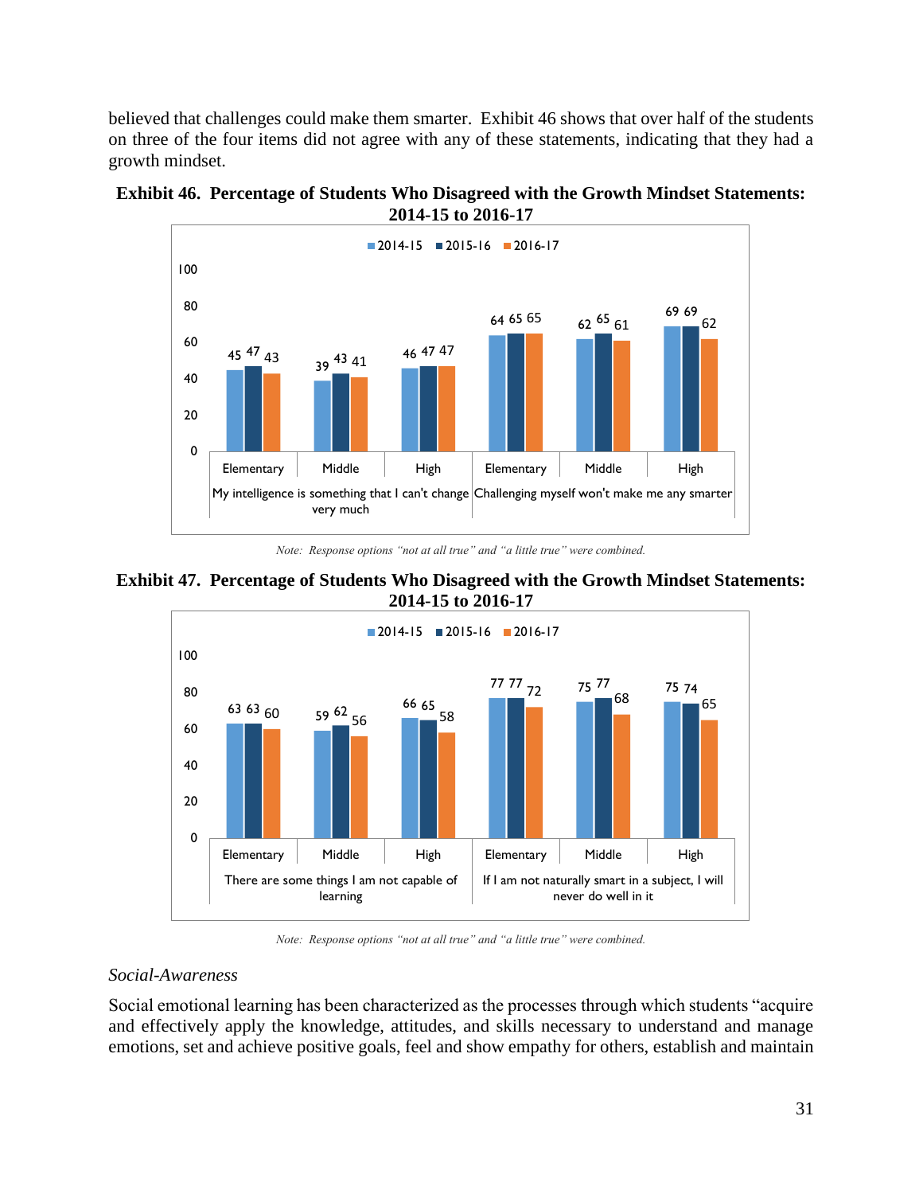believed that challenges could make them smarter. Exhibit 46 shows that over half of the students on three of the four items did not agree with any of these statements, indicating that they had a growth mindset.

**Exhibit 46. Percentage of Students Who Disagreed with the Growth Mindset Statements: 2014-15 to 2016-17**

| Statement | Level | 2014-15 | 2015-16 | 2016-17 |
|---|---|---|---|---|
| My intelligence is something that I can't change very much | Elementary | 45 | 47 | 43 |
| | Middle | 39 | 43 | 41 |
| | High | 46 | 47 | 47 |
| Challenging myself won't make me any smarter | Elementary | 64 | 65 | 65 |
| | Middle | 62 | 65 | 61 |
| | High | 69 | 69 | 62 |

*Note: Response options "not at all true" and "a little true" were combined.*

**Exhibit 47. Percentage of Students Who Disagreed with the Growth Mindset Statements: 2014-15 to 2016-17**

| Statement | Level | 2014-15 | 2015-16 | 2016-17 |
|---|---|---|---|---|
| There are some things I am not capable of learning | Elementary | 63 | 63 | 60 |
| | Middle | 59 | 62 | 56 |
| | High | 66 | 65 | 58 |
| If I am not naturally smart in a subject, I will never do well in it | Elementary | 77 | 77 | 72 |
| | Middle | 75 | 77 | 68 |
| | High | 75 | 74 | 65 |

*Note: Response options "not at all true" and "a little true" were combined.*

*Social-Awareness*

Social emotional learning has been characterized as the processes through which students "acquire and effectively apply the knowledge, attitudes, and skills necessary to understand and manage emotions, set and achieve positive goals, feel and show empathy for others, establish and maintain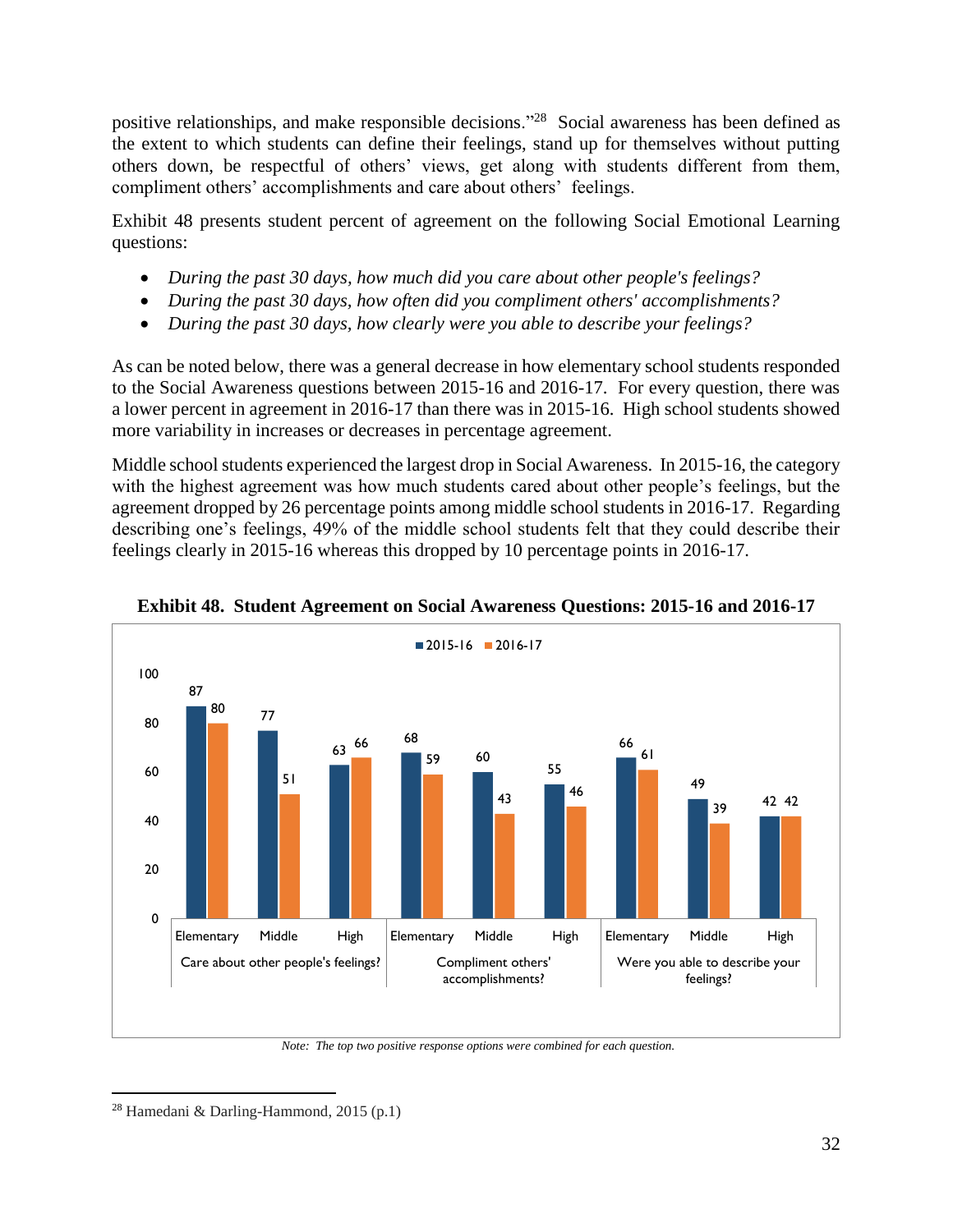positive relationships, and make responsible decisions."[28] Social awareness has been defined as the extent to which students can define their feelings, stand up for themselves without putting others down, be respectful of others' views, get along with students different from them, compliment others' accomplishments and care about others' feelings.

Exhibit 48 presents student percent of agreement on the following Social Emotional Learning questions:

- *During the past 30 days, how much did you care about other people's feelings?*
- *During the past 30 days, how often did you compliment others' accomplishments?*
- *During the past 30 days, how clearly were you able to describe your feelings?*

As can be noted below, there was a general decrease in how elementary school students responded to the Social Awareness questions between 2015-16 and 2016-17. For every question, there was a lower percent in agreement in 2016-17 than there was in 2015-16. High school students showed more variability in increases or decreases in percentage agreement.

Middle school students experienced the largest drop in Social Awareness. In 2015-16, the category with the highest agreement was how much students cared about other people's feelings, but the agreement dropped by 26 percentage points among middle school students in 2016-17. Regarding describing one's feelings, 49% of the middle school students felt that they could describe their feelings clearly in 2015-16 whereas this dropped by 10 percentage points in 2016-17.

**Exhibit 48. Student Agreement on Social Awareness Questions: 2015-16 and 2016-17**

| Question | Level | 2015-16 | 2016-17 |
|---|---|---|---|
| Care about other people's feelings? | Elementary | 87 | 80 |
| | Middle | 77 | 51 |
| | High | 63 | 66 |
| Compliment others' accomplishments? | Elementary | 68 | 59 |
| | Middle | 60 | 43 |
| | High | 55 | 46 |
| Were you able to describe your feelings? | Elementary | 66 | 61 |
| | Middle | 49 | 39 |
| | High | 42 | 42 |

*Note: The top two positive response options were combined for each question.*

[28] Hamedani & Darling-Hammond, 2015 (p.1)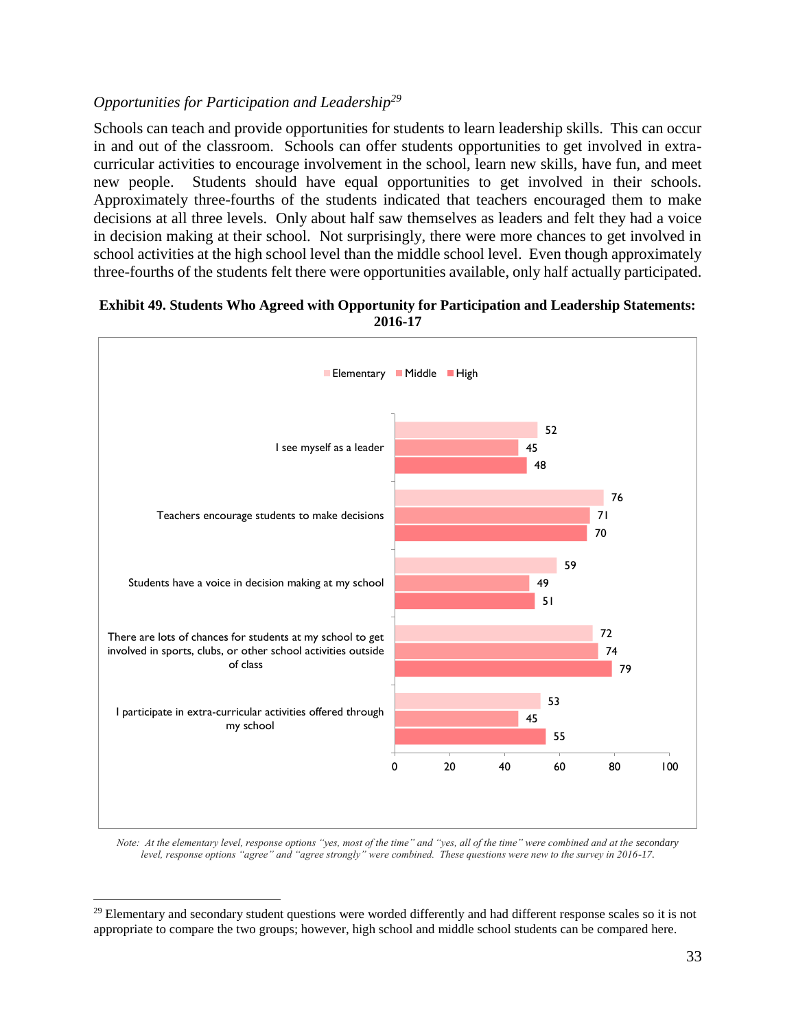*Opportunities for Participation and Leadership*[29]

Schools can teach and provide opportunities for students to learn leadership skills. This can occur in and out of the classroom. Schools can offer students opportunities to get involved in extra-curricular activities to encourage involvement in the school, learn new skills, have fun, and meet new people. Students should have equal opportunities to get involved in their schools. Approximately three-fourths of the students indicated that teachers encouraged them to make decisions at all three levels. Only about half saw themselves as leaders and felt they had a voice in decision making at their school. Not surprisingly, there were more chances to get involved in school activities at the high school level than the middle school level. Even though approximately three-fourths of the students felt there were opportunities available, only half actually participated.

**Exhibit 49. Students Who Agreed with Opportunity for Participation and Leadership Statements: 2016-17**

| Statement | Elementary | Middle | High |
|---|---|---|---|
| I see myself as a leader | 52 | 45 | 48 |
| Teachers encourage students to make decisions | 76 | 71 | 70 |
| Students have a voice in decision making at my school | 59 | 49 | 51 |
| There are lots of chances for students at my school to get involved in sports, clubs, or other school activities outside of class | 72 | 74 | 79 |
| I participate in extra-curricular activities offered through my school | 53 | 45 | 55 |

*Note: At the elementary level, response options "yes, most of the time" and "yes, all of the time" were combined and at the secondary level, response options "agree" and "agree strongly" were combined. These questions were new to the survey in 2016-17.*

[29] Elementary and secondary student questions were worded differently and had different response scales so it is not appropriate to compare the two groups; however, high school and middle school students can be compared here.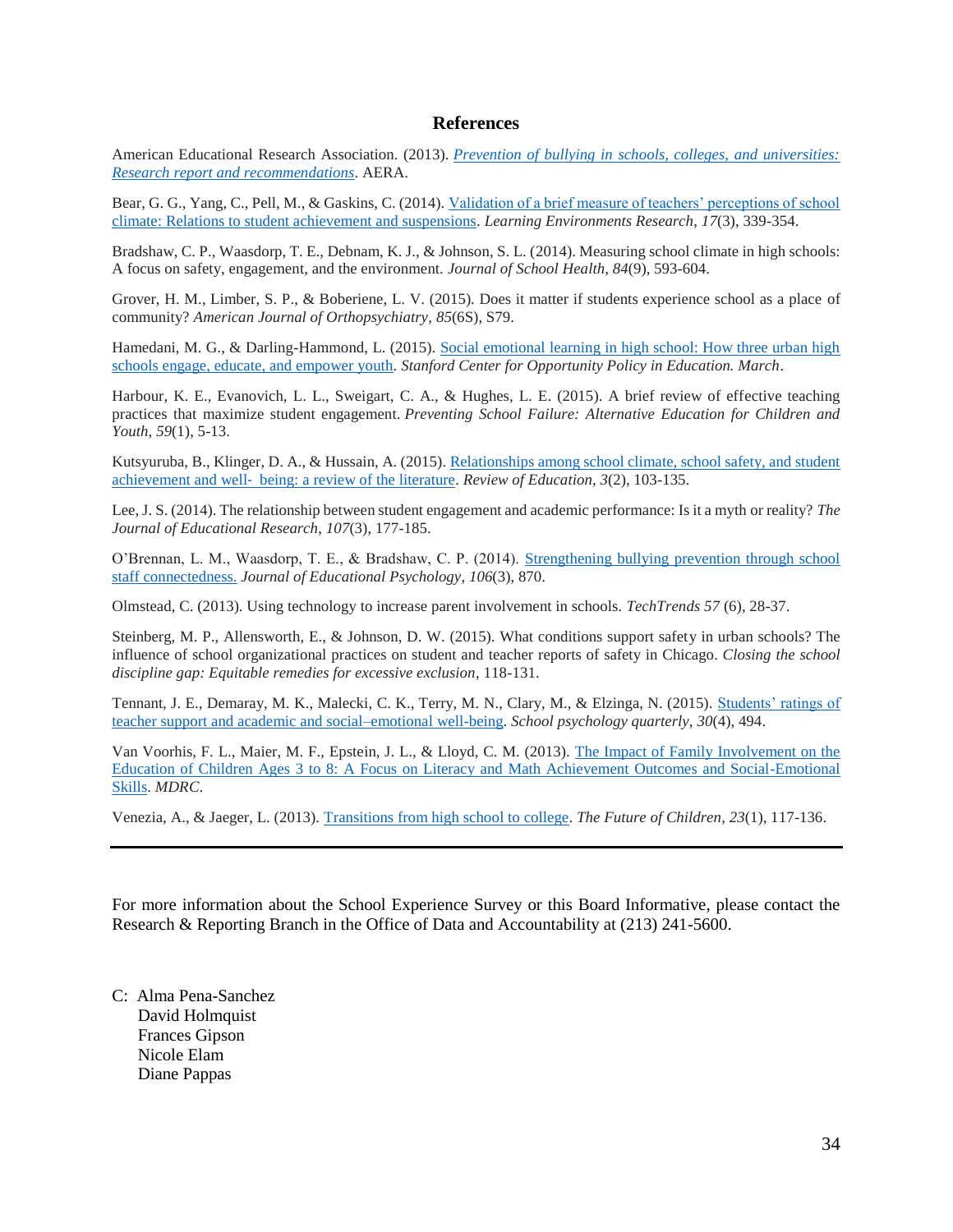## References

American Educational Research Association. (2013). *Prevention of bullying in schools, colleges, and universities: Research report and recommendations*. AERA.

Bear, G. G., Yang, C., Pell, M., & Gaskins, C. (2014). Validation of a brief measure of teachers' perceptions of school climate: Relations to student achievement and suspensions. *Learning Environments Research*, *17*(3), 339-354.

Bradshaw, C. P., Waasdorp, T. E., Debnam, K. J., & Johnson, S. L. (2014). Measuring school climate in high schools: A focus on safety, engagement, and the environment. *Journal of School Health*, *84*(9), 593-604.

Grover, H. M., Limber, S. P., & Boberiene, L. V. (2015). Does it matter if students experience school as a place of community? *American Journal of Orthopsychiatry*, *85*(6S), S79.

Hamedani, M. G., & Darling-Hammond, L. (2015). Social emotional learning in high school: How three urban high schools engage, educate, and empower youth. *Stanford Center for Opportunity Policy in Education. March*.

Harbour, K. E., Evanovich, L. L., Sweigart, C. A., & Hughes, L. E. (2015). A brief review of effective teaching practices that maximize student engagement. *Preventing School Failure: Alternative Education for Children and Youth*, *59*(1), 5-13.

Kutsyuruba, B., Klinger, D. A., & Hussain, A. (2015). Relationships among school climate, school safety, and student achievement and well- being: a review of the literature. *Review of Education*, *3*(2), 103-135.

Lee, J. S. (2014). The relationship between student engagement and academic performance: Is it a myth or reality? *The Journal of Educational Research*, *107*(3), 177-185.

O'Brennan, L. M., Waasdorp, T. E., & Bradshaw, C. P. (2014). Strengthening bullying prevention through school staff connectedness. *Journal of Educational Psychology*, *106*(3), 870.

Olmstead, C. (2013). Using technology to increase parent involvement in schools. *TechTrends 57* (6), 28-37.

Steinberg, M. P., Allensworth, E., & Johnson, D. W. (2015). What conditions support safety in urban schools? The influence of school organizational practices on student and teacher reports of safety in Chicago. *Closing the school discipline gap: Equitable remedies for excessive exclusion*, 118-131.

Tennant, J. E., Demaray, M. K., Malecki, C. K., Terry, M. N., Clary, M., & Elzinga, N. (2015). Students' ratings of teacher support and academic and social–emotional well-being. *School psychology quarterly*, *30*(4), 494.

Van Voorhis, F. L., Maier, M. F., Epstein, J. L., & Lloyd, C. M. (2013). The Impact of Family Involvement on the Education of Children Ages 3 to 8: A Focus on Literacy and Math Achievement Outcomes and Social-Emotional Skills. *MDRC*.

Venezia, A., & Jaeger, L. (2013). Transitions from high school to college. *The Future of Children*, *23*(1), 117-136.

---

For more information about the School Experience Survey or this Board Informative, please contact the Research & Reporting Branch in the Office of Data and Accountability at (213) 241-5600.

C: Alma Pena-Sanchez
David Holmquist
Frances Gipson
Nicole Elam
Diane Pappas